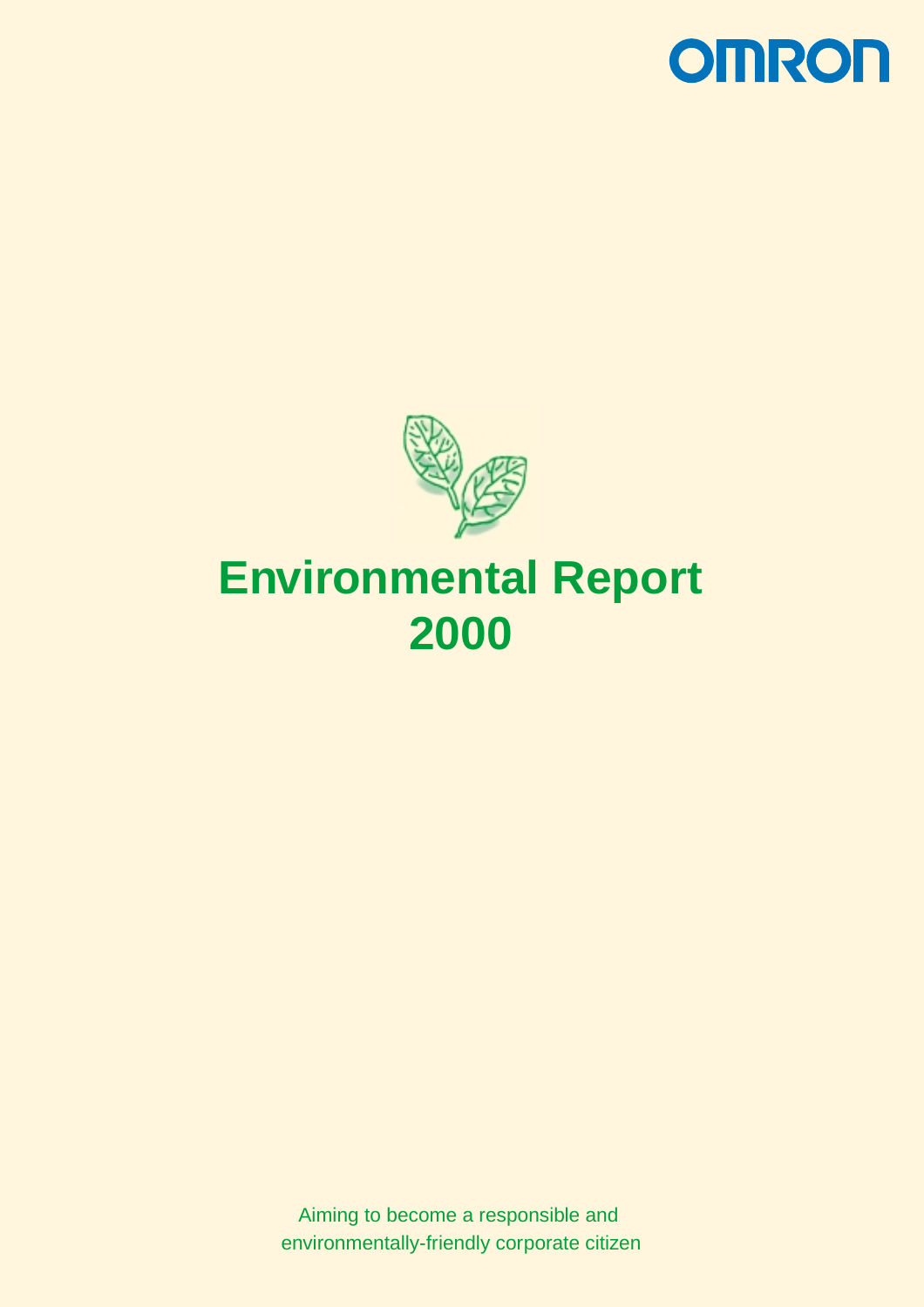OMRON

# Environmental Report 2000

Aiming to become a responsible and environmentally-friendly corporate citizen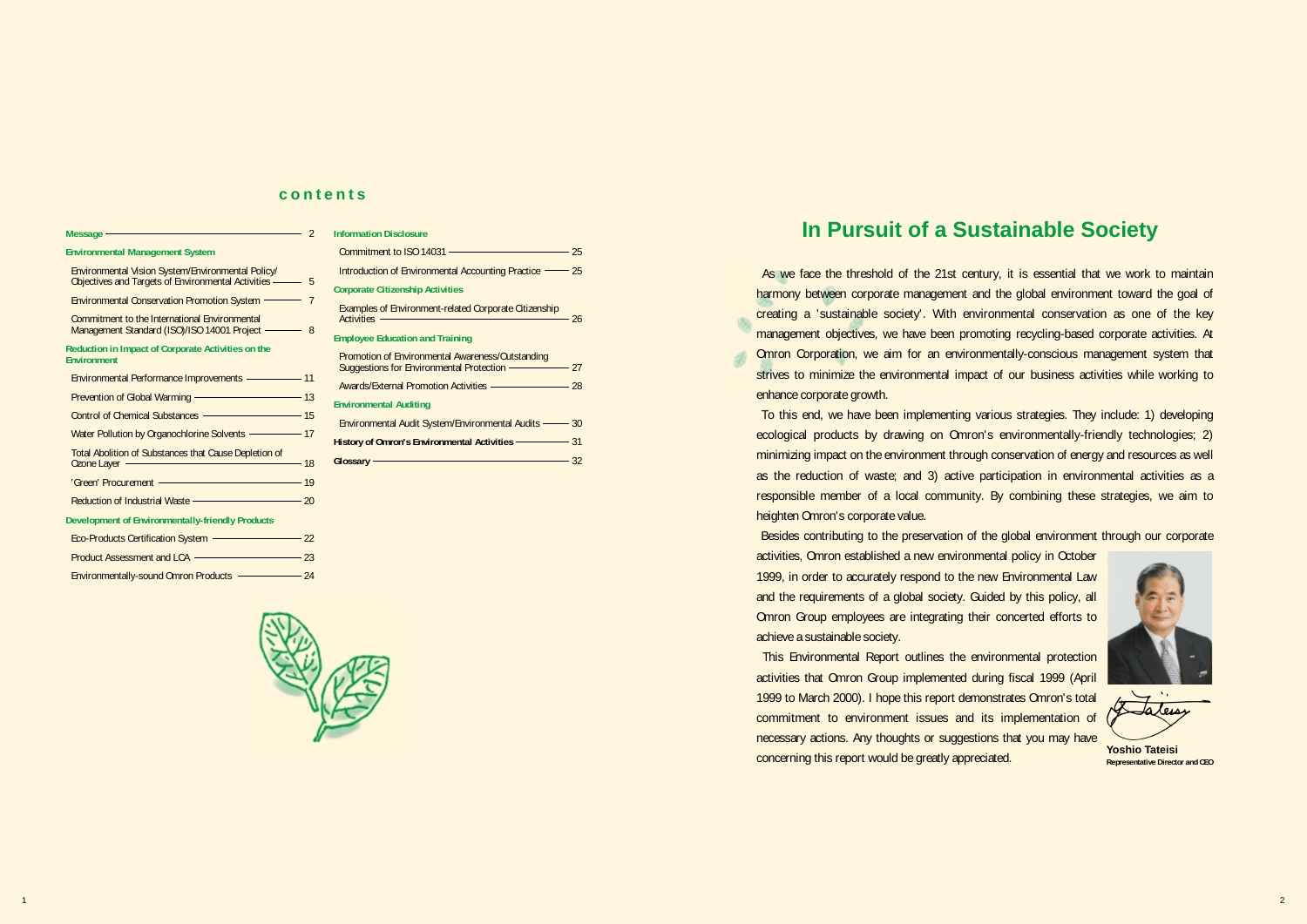# contents

- **Message** — 2
- **Environmental Management System**
  - Environmental Vision System/Environmental Policy/Objectives and Targets of Environmental Activities — 5
  - Environmental Conservation Promotion System — 7
  - Commitment to the International Environmental Management Standard (ISO)/ISO14001 Project — 8
- **Reduction in Impact of Corporate Activities on the Environment**
  - Environmental Performance Improvements — 11
  - Prevention of Global Warming — 13
  - Control of Chemical Substances — 15
  - Water Pollution by Organochlorine Solvents — 17
  - Total Abolition of Substances that Cause Depletion of Ozone Layer — 18
  - 'Green' Procurement — 19
  - Reduction of Industrial Waste — 20
- **Development of Environmentally-friendly Products**
  - Eco-Products Certification System — 22
  - Product Assessment and LCA — 23
  - Environmentally-sound Omron Products — 24
- **Information Disclosure**
  - Commitment to ISO14031 — 25
  - Introduction of Environmental Accounting Practice — 25
- **Corporate Citizenship Activities**
  - Examples of Environment-related Corporate Citizenship Activities — 26
- **Employee Education and Training**
  - Promotion of Environmental Awareness/Outstanding Suggestions for Environmental Protection — 27
  - Awards/External Promotion Activities — 28
- **Environmental Auditing**
  - Environmental Audit System/Environmental Audits — 30
- **History of Omron's Environmental Activities** — 31
- **Glossary** — 32

# In Pursuit of a Sustainable Society

As we face the threshold of the 21st century, it is essential that we work to maintain harmony between corporate management and the global environment toward the goal of creating a 'sustainable society'. With environmental conservation as one of the key management objectives, we have been promoting recycling-based corporate activities. At Omron Corporation, we aim for an environmentally-conscious management system that strives to minimize the environmental impact of our business activities while working to enhance corporate growth.

To this end, we have been implementing various strategies. They include: 1) developing ecological products by drawing on Omron's environmentally-friendly technologies; 2) minimizing impact on the environment through conservation of energy and resources as well as the reduction of waste; and 3) active participation in environmental activities as a responsible member of a local community. By combining these strategies, we aim to heighten Omron's corporate value.

Besides contributing to the preservation of the global environment through our corporate activities, Omron established a new environmental policy in October 1999, in order to accurately respond to the new Environmental Law and the requirements of a global society. Guided by this policy, all Omron Group employees are integrating their concerted efforts to achieve a sustainable society.

This Environmental Report outlines the environmental protection activities that Omron Group implemented during fiscal 1999 (April 1999 to March 2000). I hope this report demonstrates Omron's total commitment to environment issues and its implementation of necessary actions. Any thoughts or suggestions that you may have concerning this report would be greatly appreciated.

**Yoshio Tateisi**
**Representative Director and CEO**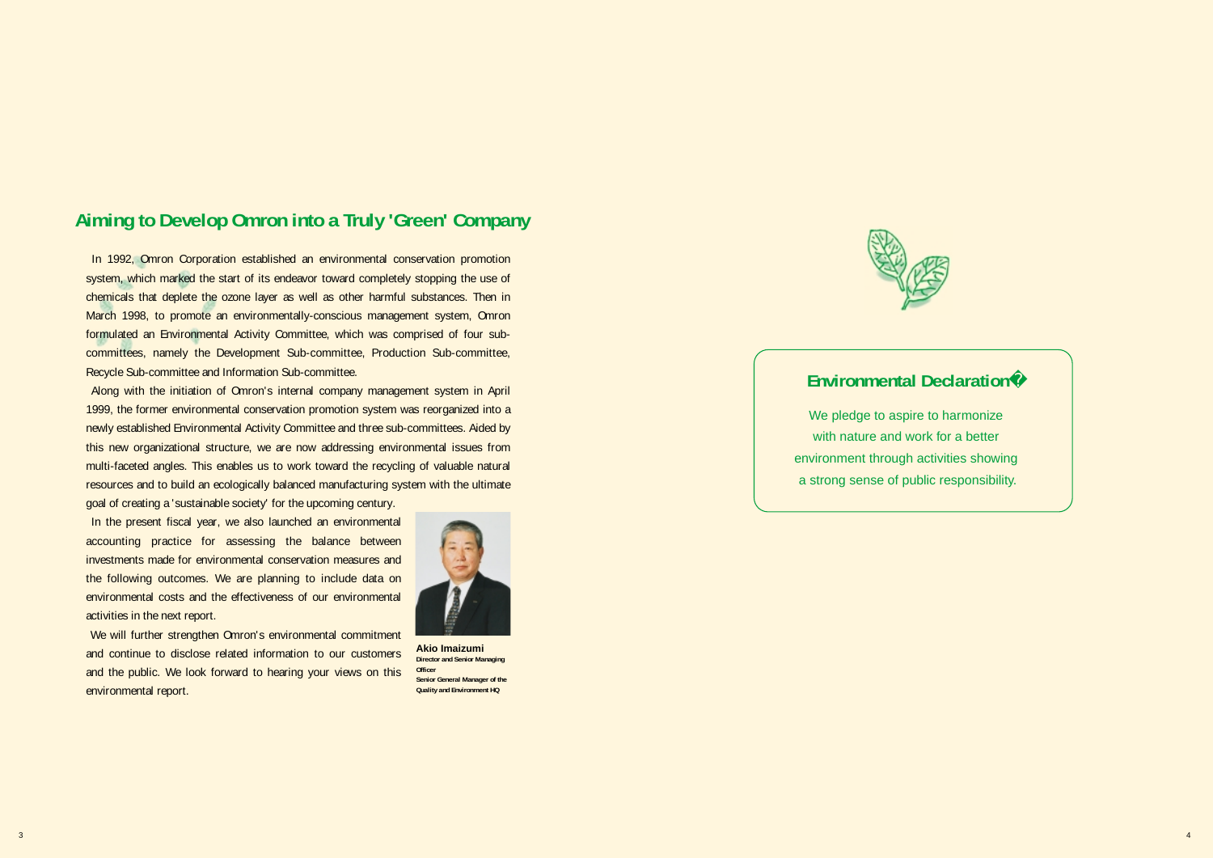## Aiming to Develop Omron into a Truly 'Green' Company

In 1992, Omron Corporation established an environmental conservation promotion system, which marked the start of its endeavor toward completely stopping the use of chemicals that deplete the ozone layer as well as other harmful substances. Then in March 1998, to promote an environmentally-conscious management system, Omron formulated an Environmental Activity Committee, which was comprised of four sub-committees, namely the Development Sub-committee, Production Sub-committee, Recycle Sub-committee and Information Sub-committee.

Along with the initiation of Omron's internal company management system in April 1999, the former environmental conservation promotion system was reorganized into a newly established Environmental Activity Committee and three sub-committees. Aided by this new organizational structure, we are now addressing environmental issues from multi-faceted angles. This enables us to work toward the recycling of valuable natural resources and to build an ecologically balanced manufacturing system with the ultimate goal of creating a 'sustainable society' for the upcoming century.

In the present fiscal year, we also launched an environmental accounting practice for assessing the balance between investments made for environmental conservation measures and the following outcomes. We are planning to include data on environmental costs and the effectiveness of our environmental activities in the next report.

We will further strengthen Omron's environmental commitment and continue to disclose related information to our customers and the public. We look forward to hearing your views on this environmental report.

**Akio Imaizumi**
Director and Senior Managing Officer
Senior General Manager of the Quality and Environment HQ

### Environmental Declaration

We pledge to aspire to harmonize with nature and work for a better environment through activities showing a strong sense of public responsibility.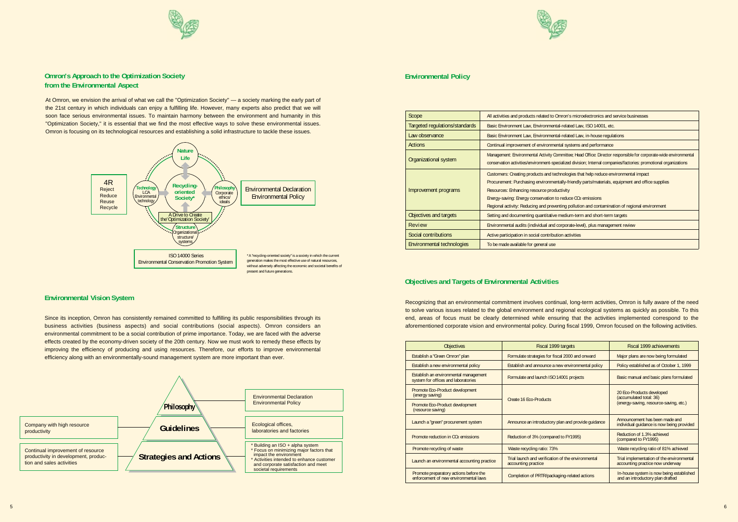## Omron's Approach to the Optimization Society from the Environmental Aspect

At Omron, we envision the arrival of what we call the "Optimization Society" — a society marking the early part of the 21st century in which individuals can enjoy a fulfilling life. However, many experts also predict that we will soon face serious environmental issues. To maintain harmony between the environment and humanity in this "Optimization Society," it is essential that we find the most effective ways to solve these environmental issues. Omron is focusing on its technological resources and establishing a solid infrastructure to tackle these issues.

4R
Reject
Reduce
Reuse
Recycle

Nature
Life

Technology
LCA
Environmental technology

Recycling-oriented Society*

Philosophy
Corporate ethics/ ideals

Environmental Declaration
Environmental Policy

A Drive to Create the 'Optimization Society'

Structure
Organizational structure/ systems

ISO 14000 Series
Environmental Conservation Promotion System

* A "recycling-oriented society" is a society in which the current generation makes the most effective use of natural resources, without adversely affecting the economic and societal benefits of present and future generations.

## Environmental Vision System

Since its inception, Omron has consistently remained committed to fulfilling its public responsibilities through its business activities (business aspects) and social contributions (social aspects). Omron considers an environmental commitment to be a social contribution of prime importance. Today, we are faced with the adverse effects created by the economy-driven society of the 20th century. Now we must work to remedy these effects by improving the efficiency of producing and using resources. Therefore, our efforts to improve environmental efficiency along with an environmentally-sound management system are more important than ever.

Philosophy — Environmental Declaration, Environmental Policy

Company with high resource productivity — Guidelines — Ecological offices, laboratories and factories

Continual improvement of resource productivity in development, production and sales activities — Strategies and Actions —
* Building an ISO + alpha system
* Focus on minimizing major factors that impact the environment
* Activities intended to enhance customer and corporate satisfaction and meet societal requirements

## Environmental Policy

| Scope | All activities and products related to Omron's microelectronics and service businesses |
|---|---|
| Targeted regulations/standards | Basic Environment Law, Environmental-related Law, ISO 14001, etc. |
| Law observance | Basic Environment Law, Environmental-related Law, in-house regulations |
| Actions | Continual improvement of environmental systems and performance |
| Organizational system | Management: Environmental Activity Committee; Head Office: Director responsible for corporate-wide environmental conservation activities/environment-specialized division; Internal companies/factories: promotional organizations |
| Improvement programs | Customers: Creating products and technologies that help reduce environmental impact<br>Procurement: Purchasing environmentally-friendly parts/materials, equipment and office supplies<br>Resources: Enhancing resource productivity<br>Energy-saving: Energy conservation to reduce $CO_2$ emissions<br>Regional activity: Reducing and preventing pollution and contamination of regional environment |
| Objectives and targets | Setting and documenting quantitative medium-term and short-term targets |
| Review | Environmental audits (individual and corporate-level), plus management review |
| Social contributions | Active participation in social contribution activities |
| Environmental technologies | To be made available for general use |

## Objectives and Targets of Environmental Activities

Recognizing that an environmental commitment involves continual, long-term activities, Omron is fully aware of the need to solve various issues related to the global environment and regional ecological systems as quickly as possible. To this end, areas of focus must be clearly determined while ensuring that the activities implemented correspond to the aforementioned corporate vision and environmental policy. During fiscal 1999, Omron focused on the following activities.

| Objectives | Fiscal 1999 targets | Fiscal 1999 achievements |
|---|---|---|
| Establish a "Green Omron" plan | Formulate strategies for fiscal 2000 and onward | Major plans are now being formulated |
| Establish a new environmental policy | Establish and announce a new environmental policy | Policy established as of October 1, 1999 |
| Establish an environmental management system for offices and laboratories | Formulate and launch ISO 14001 projects | Basic manual and basic plans formulated |
| Promote Eco-Product development (energy saving) | Create 16 Eco-Products | 20 Eco-Products developed (accumulated total: 36) (energy-saving, resource-saving, etc.) |
| Promote Eco-Product development (resource saving) | | |
| Launch a "green" procurement system | Announce an introductory plan and provide guidance | Announcement has been made and individual guidance is now being provided |
| Promote reduction in $CO_2$ emissions | Reduction of 3% (compared to FY1995) | Reduction of 1.3% achieved (compared to FY1995) |
| Promote recycling of waste | Waste recycling ratio: 73% | Waste recycling ratio of 81% achieved |
| Launch an environmental accounting practice | Trial launch and verification of the environmental accounting practice | Trial implementation of the environmental accounting practice now underway |
| Promote preparatory actions before the enforcement of new environmental laws | Completion of PRTR/packaging-related actions | In-house system is now being established and an introductory plan drafted |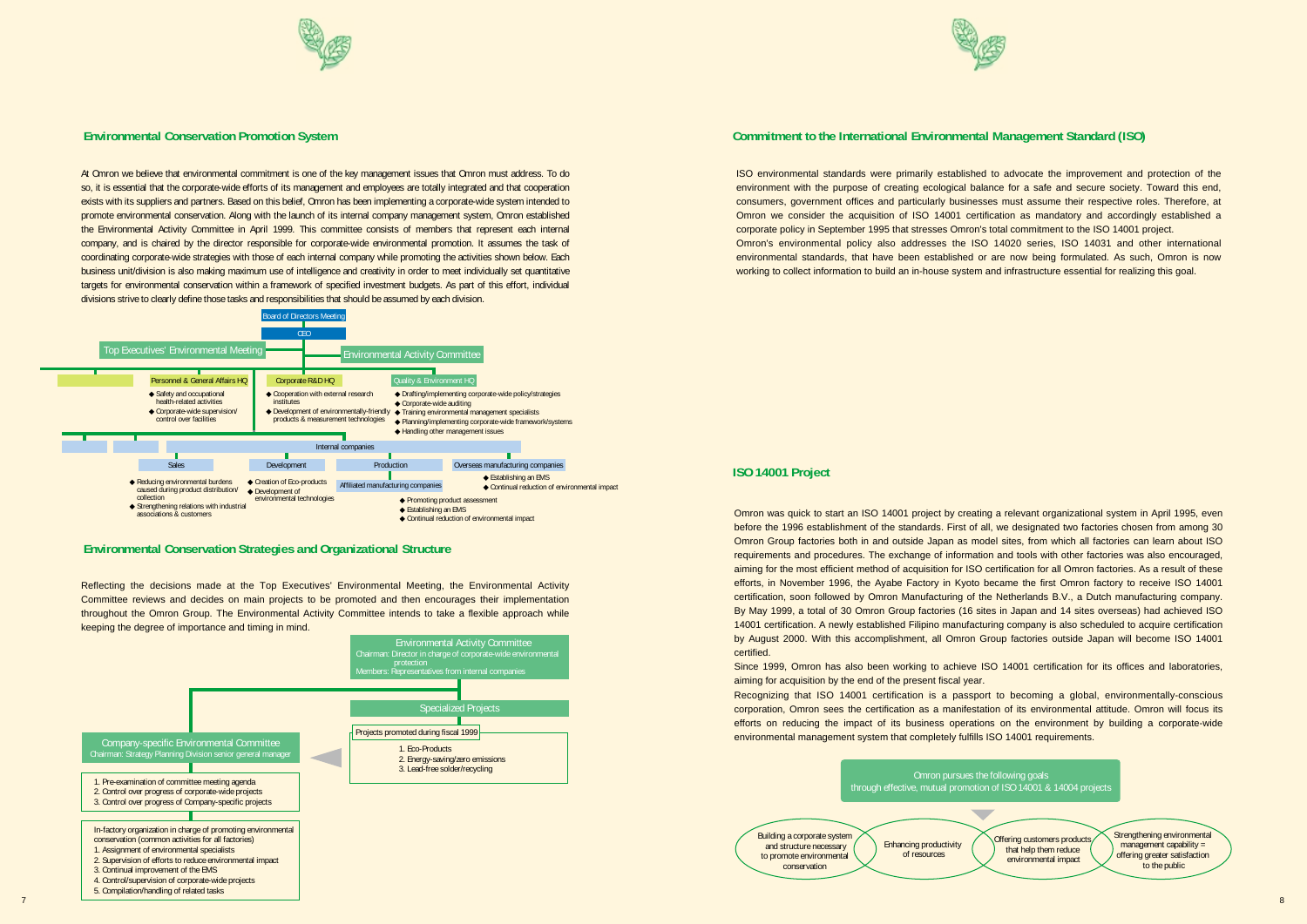## Environmental Conservation Promotion System

At Omron we believe that environmental commitment is one of the key management issues that Omron must address. To do so, it is essential that the corporate-wide efforts of its management and employees are totally integrated and that cooperation exists with its suppliers and partners. Based on this belief, Omron has been implementing a corporate-wide system intended to promote environmental conservation. Along with the launch of its internal company management system, Omron established the Environmental Activity Committee in April 1999. This committee consists of members that represent each internal company, and is chaired by the director responsible for corporate-wide environmental promotion. It assumes the task of coordinating corporate-wide strategies with those of each internal company while promoting the activities shown below. Each business unit/division is also making maximum use of intelligence and creativity in order to meet individually set quantitative targets for environmental conservation within a framework of specified investment budgets. As part of this effort, individual divisions strive to clearly define those tasks and responsibilities that should be assumed by each division.

- Board of Directors Meeting
- CEO
- Top Executives' Environmental Meeting
- Environmental Activity Committee

Personnel & General Affairs HQ
- ◆ Safety and occupational health-related activities
- ◆ Corporate-wide supervision/control over facilities

Corporate R&D HQ
- ◆ Cooperation with external research institutes
- ◆ Development of environmentally-friendly products & measurement technologies

Quality & Environment HQ
- ◆ Drafting/implementing corporate-wide policy/strategies
- ◆ Corporate-wide auditing
- ◆ Training environmental management specialists
- ◆ Planning/implementing corporate-wide framework/systems
- ◆ Handling other management issues

Internal companies

Sales
- ◆ Reducing environmental burdens caused during product distribution/collection
- ◆ Strengthening relations with industrial associations & customers

Development
- ◆ Creation of Eco-products
- ◆ Development of environmental technologies

Production / Affiliated manufacturing companies
- ◆ Promoting product assessment
- ◆ Establishing an EMS
- ◆ Continual reduction of environmental impact

Overseas manufacturing companies
- ◆ Establishing an EMS
- ◆ Continual reduction of environmental impact

## Environmental Conservation Strategies and Organizational Structure

Reflecting the decisions made at the Top Executives' Environmental Meeting, the Environmental Activity Committee reviews and decides on main projects to be promoted and then encourages their implementation throughout the Omron Group. The Environmental Activity Committee intends to take a flexible approach while keeping the degree of importance and timing in mind.

**Environmental Activity Committee**
Chairman: Director in charge of corporate-wide environmental protection
Members: Representatives from internal companies

**Specialized Projects**

Projects promoted during fiscal 1999
1. Eco-Products
2. Energy-saving/zero emissions
3. Lead-free solder/recycling

**Company-specific Environmental Committee**
Chairman: Strategy Planning Division senior general manager

1. Pre-examination of committee meeting agenda
2. Control over progress of corporate-wide projects
3. Control over progress of Company-specific projects

In-factory organization in charge of promoting environmental conservation (common activities for all factories)
1. Assignment of environmental specialists
2. Supervision of efforts to reduce environmental impact
3. Continual improvement of the EMS
4. Control/supervision of corporate-wide projects
5. Compilation/handling of related tasks

## Commitment to the International Environmental Management Standard (ISO)

ISO environmental standards were primarily established to advocate the improvement and protection of the environment with the purpose of creating ecological balance for a safe and secure society. Toward this end, consumers, government offices and particularly businesses must assume their respective roles. Therefore, at Omron we consider the acquisition of ISO 14001 certification as mandatory and accordingly established a corporate policy in September 1995 that stresses Omron's total commitment to the ISO 14001 project.

Omron's environmental policy also addresses the ISO 14020 series, ISO 14031 and other international environmental standards, that have been established or are now being formulated. As such, Omron is now working to collect information to build an in-house system and infrastructure essential for realizing this goal.

## ISO 14001 Project

Omron was quick to start an ISO 14001 project by creating a relevant organizational system in April 1995, even before the 1996 establishment of the standards. First of all, we designated two factories chosen from among 30 Omron Group factories both in and outside Japan as model sites, from which all factories can learn about ISO requirements and procedures. The exchange of information and tools with other factories was also encouraged, aiming for the most efficient method of acquisition for ISO certification for all Omron factories. As a result of these efforts, in November 1996, the Ayabe Factory in Kyoto became the first Omron factory to receive ISO 14001 certification, soon followed by Omron Manufacturing of the Netherlands B.V., a Dutch manufacturing company. By May 1999, a total of 30 Omron Group factories (16 sites in Japan and 14 sites overseas) had achieved ISO 14001 certification. A newly established Filipino manufacturing company is also scheduled to acquire certification by August 2000. With this accomplishment, all Omron Group factories outside Japan will become ISO 14001 certified.

Since 1999, Omron has also been working to achieve ISO 14001 certification for its offices and laboratories, aiming for acquisition by the end of the present fiscal year.

Recognizing that ISO 14001 certification is a passport to becoming a global, environmentally-conscious corporation, Omron sees the certification as a manifestation of its environmental attitude. Omron will focus its efforts on reducing the impact of its business operations on the environment by building a corporate-wide environmental management system that completely fulfills ISO 14001 requirements.

**Omron pursues the following goals through effective, mutual promotion of ISO 14001 & 14004 projects**

- Building a corporate system and structure necessary to promote environmental conservation
- Enhancing productivity of resources
- Offering customers products that help them reduce environmental impact
- Strengthening environmental management capability = offering greater satisfaction to the public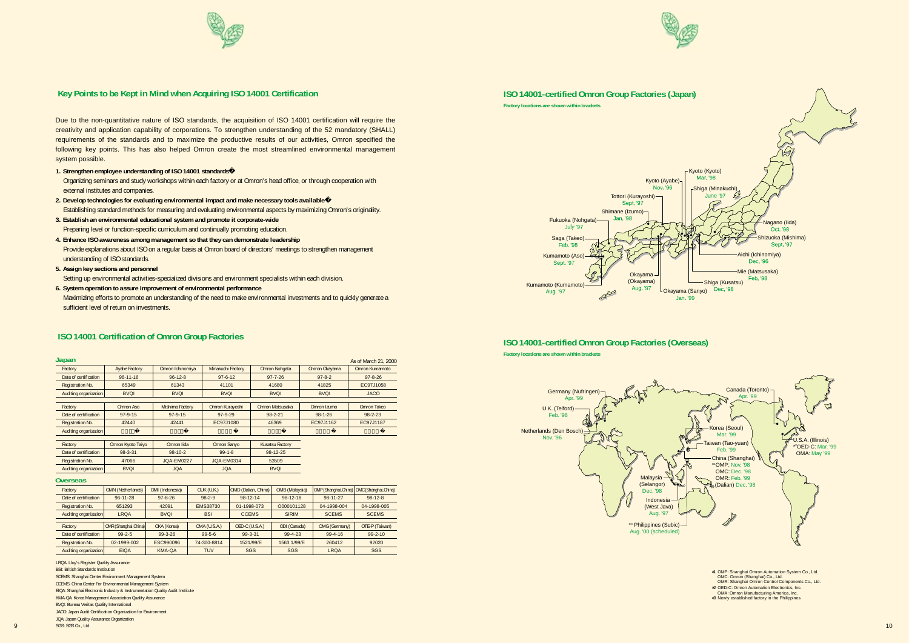## Key Points to be Kept in Mind when Acquiring ISO 14001 Certification

Due to the non-quantitative nature of ISO standards, the acquisition of ISO 14001 certification will require the creativity and application capability of corporations. To strengthen understanding of the 52 mandatory (SHALL) requirements of the standards and to maximize the productive results of our activities, Omron specified the following key points. This has also helped Omron create the most streamlined environmental management system possible.

1. **Strengthen employee understanding of ISO 14001 standards**
   Organizing seminars and study workshops within each factory or at Omron's head office, or through cooperation with external institutes and companies.
2. **Develop technologies for evaluating environmental impact and make necessary tools available**
   Establishing standard methods for measuring and evaluating environmental aspects by maximizing Omron's originality.
3. **Establish an environmental educational system and promote it corporate-wide**
   Preparing level or function-specific curriculum and continually promoting education.
4. **Enhance ISO awareness among management so that they can demonstrate leadership**
   Provide explanations about ISO on a regular basis at Omron board of directors' meetings to strengthen management understanding of ISO standards.
5. **Assign key sections and personnel**
   Setting up environmental activities-specialized divisions and environment specialists within each division.
6. **System operation to assure improvement of environmental performance**
   Maximizing efforts to promote an understanding of the need to make environmental investments and to quickly generate a sufficient level of return on investments.

## ISO 14001 Certification of Omron Group Factories

### Japan

As of March 21, 2000

| Factory | Ayabe Factory | Omron Ichinomiya | Minakuchi Factory | Omron Nohgata | Omron Okayama | Omron Kumamoto |
|---|---|---|---|---|---|---|
| Date of certification | 96-11-16 | 96-12-8 | 97-6-12 | 97-7-26 | 97-8-2 | 97-8-26 |
| Registration No. | 65349 | 61343 | 41101 | 41680 | 41825 | EC97J1058 |
| Auditing organization | BVQI | BVQI | BVQI | BVQI | BVQI | JACO |

| Factory | Omron Aso | Mishima Factory | Omron Kurayoshi | Omron Matsusaka | Omron Izumo | Omron Takeo |
|---|---|---|---|---|---|---|
| Date of certification | 97-9-15 | 97-9-15 | 97-9-29 | 98-2-21 | 98-1-26 | 98-2-23 |
| Registration No. | 42440 | 42441 | EC97J1080 | 46369 | EC97J1162 | EC97J1187 |
| Auditing organization | | | | | | |

| Factory | Omron Kyoto Taiyo | Omron Iida | Omron Sanyo | Kusatsu Factory |
|---|---|---|---|---|
| Date of certification | 98-3-31 | 98-10-2 | 99-1-8 | 98-12-25 |
| Registration No. | 47066 | JQA-EM0227 | JQA-EM0314 | 53509 |
| Auditing organization | BVQI | JQA | JQA | BVQI |

### Overseas

| Factory | OMN (Netherlands) | OMI (Indonesia) | OUK (U.K.) | OMD (Dalian, China) | OMB (Malaysia) | OMP (Shanghai, China) | OMC (Shanghai, China) |
|---|---|---|---|---|---|---|---|
| Date of certification | 96-11-28 | 97-8-26 | 98-2-9 | 98-12-14 | 98-12-18 | 98-11-27 | 98-12-8 |
| Registration No. | 651293 | 42091 | EMS38730 | 01-1998-073 | O000101128 | 04-1998-004 | 04-1998-005 |
| Auditing organization | LRQA | BVQI | BSI | CCEMS | SIRIM | SCEMS | SCEMS |

| Factory | OMR (Shanghai, China) | OKA (Korea) | OMA (U.S.A.) | OED-C (U.S.A.) | ODI (Canada) | OMG (Germany) | OTE-P (Taiwan) |
|---|---|---|---|---|---|---|---|
| Date of certification | 99-2-5 | 99-3-26 | 99-5-6 | 99-3-31 | 99-4-23 | 99-4-16 | 99-2-10 |
| Registration No. | 02-1999-002 | ESC990096 | 74-300-8814 | 1521/99/E | 1563.1/99/E | 260412 | 92020 |
| Auditing organization | EIQA | KMA-QA | TUV | SGS | SGS | LRQA | SGS |

LRQA: Lloy's Register Quality Assurance
BSI: British Standards Institution
SCEMS: Shanghai Center Environment Management System
CCEMS: China Center For Environmental Management System
EIQA: Shanghai Electronic Industry & Instrumentation Quality Audit Institute
KMA-QA: Korea Management Association Quality Assurance
BVQI: Bureau Veritas Quality International
JACO: Japan Audit Certification Organization for Environment
JQA: Japan Quality Assurance Organization
SGS: SGS Co., Ltd.

## ISO 14001-certified Omron Group Factories (Japan)

Factory locations are shown within brackets

- Kyoto (Kyoto) Mar. '98
- Kyoto (Ayabe) Nov. '96
- Shiga (Minakuchi) June '97
- Tottori (Kurayoshi) Sept. '97
- Shimane (Izumo) Jan. '98
- Fukuoka (Nohgata) July '97
- Saga (Takeo) Feb. '98
- Kumamoto (Aso) Sept. '97
- Kumamoto (Kumamoto) Aug. '97
- Okayama (Okayama) Aug. '97
- Okayama (Sanyo) Jan. '99
- Shiga (Kusatsu) Dec. '98
- Mie (Matsusaka) Feb. '98
- Aichi (Ichinomiya) Dec. '96
- Shizuoka (Mishima) Sept. '97
- Nagano (Iida) Oct. '98

## ISO 14001-certified Omron Group Factories (Overseas)

Factory locations are shown within brackets

- Germany (Nufringen) Apr. '99
- U.K. (Telford) Feb. '98
- Netherlands (Den Bosch) Nov. '96
- Malaysia (Selangor) Dec. '98
- Indonesia (West Java) Aug. '97
- *3 Philippines (Subic) Aug. '00 (scheduled)
- Korea (Seoul) Mar. '99
- Taiwan (Tao-yuan) Feb. '99
- China (Shanghai) *1 OMP: Nov. '98, OMC: Dec. '98, OMR: Feb. '99
- (Dalian) Dec. '98
- Canada (Toronto) Apr. '99
- U.S.A. (Illinois) *2 OED-C: Mar. '99, OMA: May '99

*1 OMP: Shanghai Omron Automation System Co., Ltd.
OMC: Omron (Shanghai) Co., Ltd.
OMR: Shanghai Omron Control Components Co., Ltd.
*2 OED-C: Omron Automation Electronics, Inc.
OMA: Omron Manufacturing America, Inc.
*3 Newly established factory in the Philippines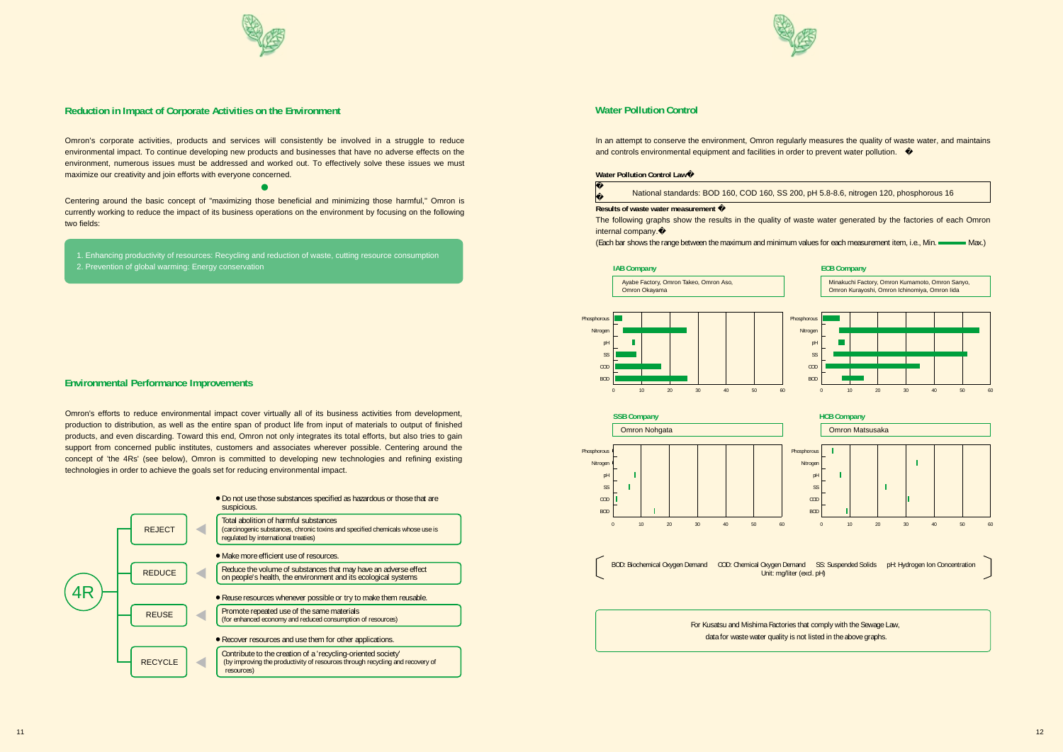## Reduction in Impact of Corporate Activities on the Environment

Omron's corporate activities, products and services will consistently be involved in a struggle to reduce environmental impact. To continue developing new products and businesses that have no adverse effects on the environment, numerous issues must be addressed and worked out. To effectively solve these issues we must maximize our creativity and join efforts with everyone concerned.

Centering around the basic concept of "maximizing those beneficial and minimizing those harmful," Omron is currently working to reduce the impact of its business operations on the environment by focusing on the following two fields:

1. Enhancing productivity of resources: Recycling and reduction of waste, cutting resource consumption
2. Prevention of global warming: Energy conservation

## Environmental Performance Improvements

Omron's efforts to reduce environmental impact cover virtually all of its business activities from development, production to distribution, as well as the entire span of product life from input of materials to output of finished products, and even discarding. Toward this end, Omron not only integrates its total efforts, but also tries to gain support from concerned public institutes, customers and associates wherever possible. Centering around the concept of 'the 4Rs' (see below), Omron is committed to developing new technologies and refining existing technologies in order to achieve the goals set for reducing environmental impact.

**4R**

- **REJECT**
  - Do not use those substances specified as hazardous or those that are suspicious.
  - Total abolition of harmful substances (carcinogenic substances, chronic toxins and specified chemicals whose use is regulated by international treaties)
- **REDUCE**
  - Make more efficient use of resources.
  - Reduce the volume of substances that may have an adverse effect on people's health, the environment and its ecological systems
- **REUSE**
  - Reuse resources whenever possible or try to make them reusable.
  - Promote repeated use of the same materials (for enhanced economy and reduced consumption of resources)
- **RECYCLE**
  - Recover resources and use them for other applications.
  - Contribute to the creation of a 'recycling-oriented society' (by improving the productivity of resources through recycling and recovery of resources)

## Water Pollution Control

In an attempt to conserve the environment, Omron regularly measures the quality of waste water, and maintains and controls environmental equipment and facilities in order to prevent water pollution.

**Water Pollution Control Law**

National standards: BOD 160, COD 160, SS 200, pH 5.8-8.6, nitrogen 120, phosphorous 16

**Results of waste water measurement**

The following graphs show the results in the quality of waste water generated by the factories of each Omron internal company.

(Each bar shows the range between the maximum and minimum values for each measurement item, i.e., Min. ▬ Max.)

**IAB Company**
Ayabe Factory, Omron Takeo, Omron Aso, Omron Okayama

**ECB Company**
Minakuchi Factory, Omron Kumamoto, Omron Sanyo, Omron Kurayoshi, Omron Ichinomiya, Omron Iida

**SSB Company**
Omron Nohgata

**HCB Company**
Omron Matsusaka

(Graphs: Phosphorous, Nitrogen, pH, SS, COD, BOD; scale 0–60)

BOD: Biochemical Oxygen Demand  COD: Chemical Oxygen Demand  SS: Suspended Solids  pH: Hydrogen Ion Concentration
Unit: mg/liter (excl. pH)

For Kusatsu and Mishima Factories that comply with the Sewage Law, data for waste water quality is not listed in the above graphs.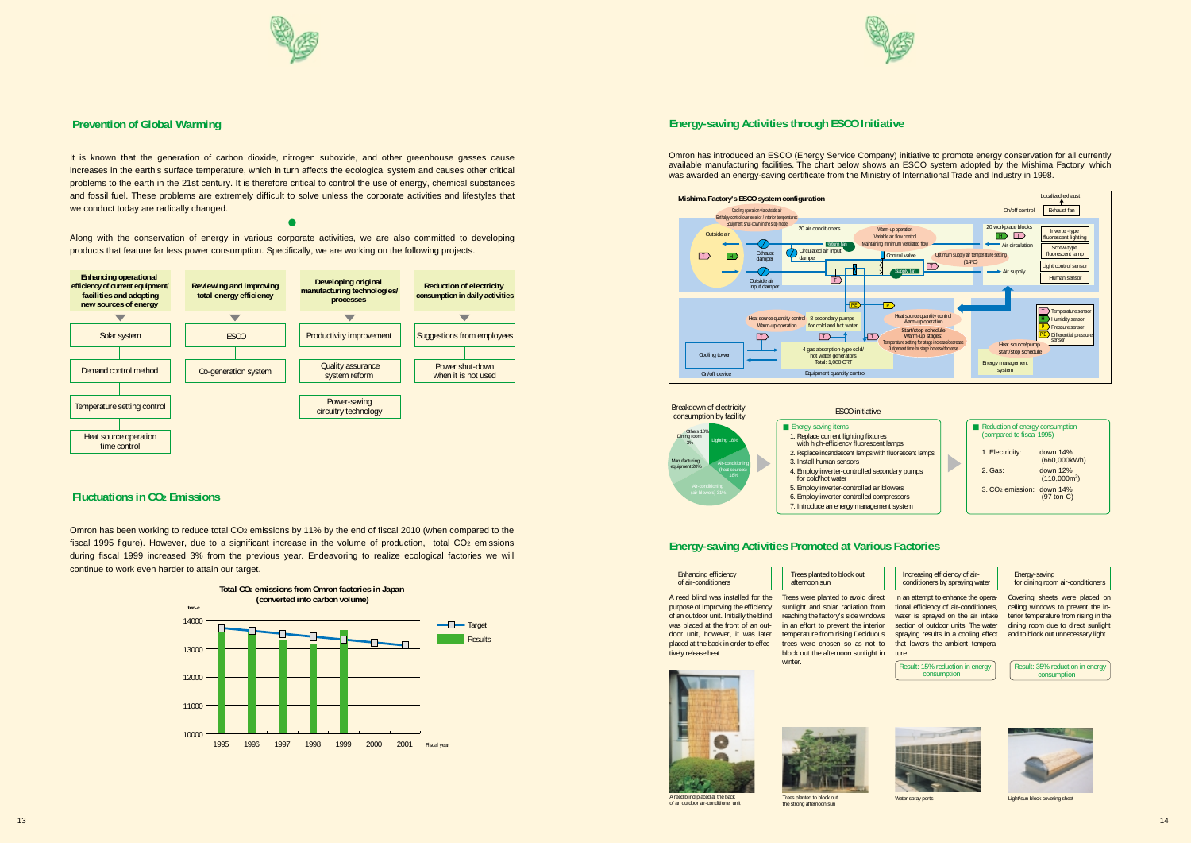## Prevention of Global Warming

It is known that the generation of carbon dioxide, nitrogen suboxide, and other greenhouse gasses cause increases in the earth's surface temperature, which in turn affects the ecological system and causes other critical problems to the earth in the 21st century. It is therefore critical to control the use of energy, chemical substances and fossil fuel. These problems are extremely difficult to solve unless the corporate activities and lifestyles that we conduct today are radically changed.

Along with the conservation of energy in various corporate activities, we are also committed to developing products that feature far less power consumption. Specifically, we are working on the following projects.

| Enhancing operational efficiency of current equipment/ facilities and adopting new sources of energy | Reviewing and improving total energy efficiency | Developing original manufacturing technologies/ processes | Reduction of electricity consumption in daily activities |
|---|---|---|---|
| Solar system | ESCO | Productivity improvement | Suggestions from employees |
| Demand control method | Co-generation system | Quality assurance system reform | Power shut-down when it is not used |
| Temperature setting control | | Power-saving circuitry technology | |
| Heat source operation time control | | | |

## Fluctuations in $CO_2$ Emissions

Omron has been working to reduce total $CO_2$ emissions by 11% by the end of fiscal 2010 (when compared to the fiscal 1995 figure). However, due to a significant increase in the volume of production, total $CO_2$ emissions during fiscal 1999 increased 3% from the previous year. Endeavoring to realize ecological factories we will continue to work even harder to attain our target.

**Total $CO_2$ emissions from Omron factories in Japan (converted into carbon volume)**

ton-c; legend: Target, Results; Fiscal year 1995–2001

## Energy-saving Activities through ESCO Initiative

Omron has introduced an ESCO (Energy Service Company) initiative to promote energy conservation for all currently available manufacturing facilities. The chart below shows an ESCO system adopted by the Mishima Factory, which was awarded an energy-saving certificate from the Ministry of International Trade and Industry in 1998.

**Mishima Factory's ESCO system configuration**

Breakdown of electricity consumption by facility: Lighting 18%, Air-conditioning (heat sources) 18%, Air-conditioning (air blowers) 31%, Manufacturing equipment 20%, Dining room 3%, Others 10%

ESCO initiative

■ Energy-saving items
1. Replace current lighting fixtures with high-efficiency fluorescent lamps
2. Replace incandescent lamps with fluorescent lamps
3. Install human sensors
4. Employ inverter-controlled secondary pumps for cold/hot water
5. Employ inverter-controlled air blowers
6. Employ inverter-controlled compressors
7. Introduce an energy management system

■ Reduction of energy consumption (compared to fiscal 1995)
1. Electricity: down 14% (660,000kWh)
2. Gas: down 12% (110,000$m^3$)
3. $CO_2$ emission: down 14% (97 ton-C)

## Energy-saving Activities Promoted at Various Factories

**Enhancing efficiency of air-conditioners**

A reed blind was installed for the purpose of improving the efficiency of an outdoor unit. Initially the blind was placed at the front of an outdoor unit, however, it was later placed at the back in order to effectively release heat.

A reed blind placed at the back of an outdoor air-conditioner unit

**Trees planted to block out afternoon sun**

Trees were planted to avoid direct sunlight and solar radiation from reaching the factory's side windows in an effort to prevent the interior temperature from rising. Deciduous trees were chosen so as not to block out the afternoon sunlight in winter.

Trees planted to block out the strong afternoon sun

**Increasing efficiency of air-conditioners by spraying water**

In an attempt to enhance the operational efficiency of air-conditioners, water is sprayed on the air intake section of outdoor units. The water spraying results in a cooling effect that lowers the ambient temperature.

Result: 15% reduction in energy consumption

Water spray ports

**Energy-saving for dining room air-conditioners**

Covering sheets were placed on ceiling windows to prevent the interior temperature from rising in the dining room due to direct sunlight and to block out unnecessary light.

Result: 35% reduction in energy consumption

Light/sun block covering sheet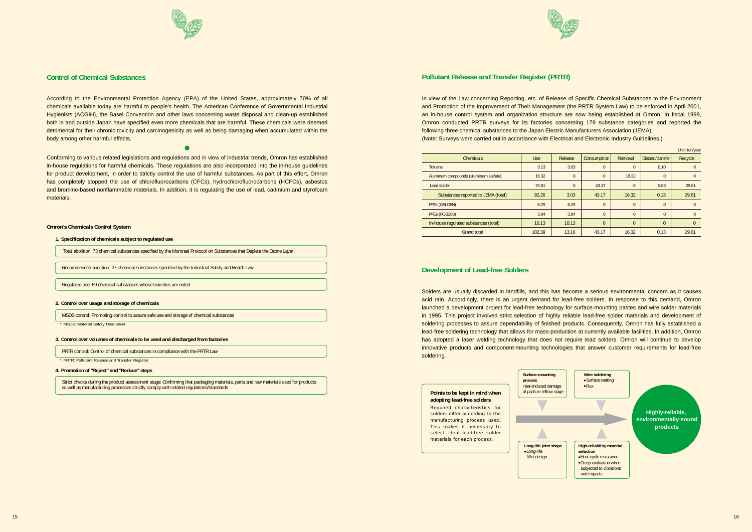## Control of Chemical Substances

According to the Environmental Protection Agency (EPA) of the United States, approximately 70% of all chemicals available today are harmful to people's health. The American Conference of Governmental Industrial Hygienists (ACGIH), the Basel Convention and other laws concerning waste disposal and clean-up established both in and outside Japan have specified even more chemicals that are harmful. These chemicals were deemed detrimental for their chronic toxicity and carcinogenicity as well as being damaging when accumulated within the body among other harmful effects.

Conforming to various related legislations and regulations and in view of industrial trends, Omron has established in-house regulations for harmful chemicals. These regulations are also incorporated into the in-house guidelines for product development, in order to strictly control the use of harmful substances. As part of this effort, Omron has completely stopped the use of chlorofluorocarbons (CFCs), hydrochlorofluorocarbons (HCFCs), asbestos and bromine-based nonflammable materials. In addition, it is regulating the use of lead, cadmium and styrofoam materials.

### Omron's Chemicals Control System

**1. Specification of chemicals subject to regulated use**

Total abolition: 73 chemical substances specified by the Montreal Protocol on Substances that Deplete the Ozone Layer

Recommended abolition: 27 chemical substances specified by the Industrial Safety and Health Law

Regulated use: 69 chemical substances whose toxicities are noted

**2. Control over usage and storage of chemicals**

MSDS control: Promoting control to assure safe use and storage of chemical substances

* MSDS: Material Safety Data Sheet

**3. Control over volumes of chemicals to be used and discharged from factories**

PRTR control: Control of chemical substances in compliance with the PRTR Law

* PRTR: Pollutant Release and Transfer Register

**4. Promotion of "Reject" and "Reduce" steps**

Strict checks during the product assessment stage: Confirming that packaging materials, parts and raw materials used for products as well as manufacturing processes strictly comply with related regulations/standards

## Pollutant Release and Transfer Register (PRTR)

In view of the Law concerning Reporting, etc. of Release of Specific Chemical Substances to the Environment and Promotion of the Improvement of Their Management (the PRTR System Law) to be enforced in April 2001, an in-house control system and organization structure are now being established at Omron. In fiscal 1999, Omron conducted PRTR surveys for its factories concerning 179 substance categories and reported the following three chemical substances to the Japan Electric Manufacturers Association (JEMA).
(Note: Surveys were carried out in accordance with Electrical and Electronic Industry Guidelines.)

Unit: ton/year

| Chemicals | Use | Release | Consumption | Removal | Discard/transfer | Recycle |
|---|---|---|---|---|---|---|
| Toluene | 3.13 | 3.03 | 0 | 0 | 0.10 | 0 |
| Aluminum compounds (aluminum sulfate) | 16.32 | 0 | 0 | 16.32 | 0 | 0 |
| Lead solder | 72.81 | 0 | 43.17 | 0 | 0.03 | 29.61 |
| Substances reported to JEMA (total) | 92.26 | 3.03 | 43.17 | 16.32 | 0.13 | 29.61 |
| PFEs (GALDEN) | 6.29 | 6.29 | 0 | 0 | 0 | 0 |
| PFCs (FC-3283) | 3.84 | 3.84 | 0 | 0 | 0 | 0 |
| In-house regulated substances (total) | 10.13 | 10.13 | 0 | 0 | 0 | 0 |
| Grand total | 102.39 | 13.16 | 43.17 | 16.32 | 0.13 | 29.61 |

## Development of Lead-free Solders

Solders are usually discarded in landfills, and this has become a serious environmental concern as it causes acid rain. Accordingly, there is an urgent demand for lead-free solders. In response to this demand, Omron launched a development project for lead-free technology for surface-mounting pastes and wire solder materials in 1995. This project involved strict selection of highly reliable lead-free solder materials and development of soldering processes to assure dependability of finished products. Consequently, Omron has fully established a lead-free soldering technology that allows for mass-production at currently available facilities. In addition, Omron has adopted a laser welding technology that does not require lead solders. Omron will continue to develop innovative products and component-mounting technologies that answer customer requirements for lead-free soldering.

**Points to be kept in mind when adopting lead-free solders**

Required characteristics for solders differ according to the manufacturing process used. This makes it necessary to select ideal lead-free solder materials for each process.

**Surface-mounting process**
Heat-induced damage of parts in reflow stage

**Wire soldering**
- Surface wetting
- Flux

**Long-life joint shape**
- Long-life fillet design

**High-reliability material selection**
- Heat-cycle resistance
- Creep evaluation when subjected to vibrations and impacts

**Highly-reliable, environmentally-sound products**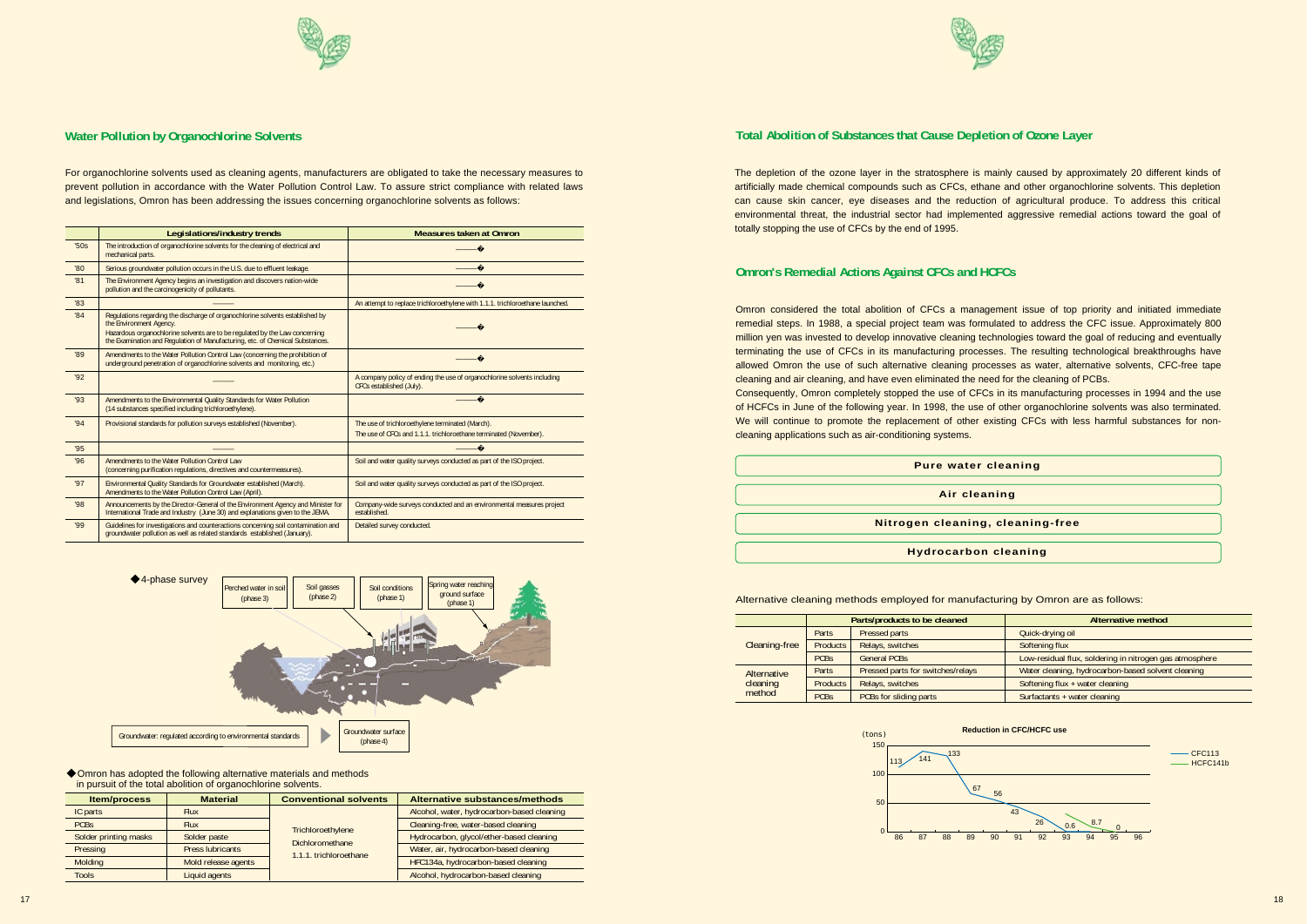## Water Pollution by Organochlorine Solvents

For organochlorine solvents used as cleaning agents, manufacturers are obligated to take the necessary measures to prevent pollution in accordance with the Water Pollution Control Law. To assure strict compliance with related laws and legislations, Omron has been addressing the issues concerning organochlorine solvents as follows:

| | Legislations/industry trends | Measures taken at Omron |
|---|---|---|
| '50s | The introduction of organochlorine solvents for the cleaning of electrical and mechanical parts. | ——� |
| '80 | Serious groundwater pollution occurs in the U.S. due to effluent leakage. | ——� |
| '81 | The Environment Agency begins an investigation and discovers nation-wide pollution and the carcinogenicity of pollutants. | ——� |
| '83 | —— | An attempt to replace trichloroethylene with 1.1.1. trichloroethane launched. |
| '84 | Regulations regarding the discharge of organochlorine solvents established by the Environment Agency. Hazardous organochlorine solvents are to be regulated by the Law concerning the Examination and Regulation of Manufacturing, etc. of Chemical Substances. | ——� |
| '89 | Amendments to the Water Pollution Control Law (concerning the prohibition of underground penetration of organochlorine solvents and monitoring, etc.) | ——� |
| '92 | —— | A company policy of ending the use of organochlorine solvents including CFCs established (July). |
| '93 | Amendments to the Environmental Quality Standards for Water Pollution (14 substances specified including trichloroethylene). | ——� |
| '94 | Provisional standards for pollution surveys established (November). | The use of trichloroethylene terminated (March). The use of CFCs and 1.1.1. trichloroethane terminated (November). |
| '95 | —— | ——� |
| '96 | Amendments to the Water Pollution Control Law (concerning purification regulations, directives and countermeasures). | Soil and water quality surveys conducted as part of the ISO project. |
| '97 | Environmental Quality Standards for Groundwater established (March). Amendments to the Water Pollution Control Law (April). | Soil and water quality surveys conducted as part of the ISO project. |
| '98 | Announcements by the Director-General of the Environment Agency and Minister for International Trade and Industry (June 30) and explanations given to the JEMA. | Company-wide surveys conducted and an environmental measures project established. |
| '99 | Guidelines for investigations and counteractions concerning soil contamination and groundwater pollution as well as related standards established (January). | Detailed survey conducted. |

◆4-phase survey

Perched water in soil (phase 3) | Soil gasses (phase 2) | Soil conditions (phase 1) | Spring water reaching ground surface (phase 1)

Groundwater: regulated according to environmental standards ▶ Groundwater surface (phase 4)

◆Omron has adopted the following alternative materials and methods in pursuit of the total abolition of organochlorine solvents.

| Item/process | Material | Conventional solvents | Alternative substances/methods |
|---|---|---|---|
| IC parts | Flux | Trichloroethylene Dichloromethane 1.1.1. trichloroethane | Alcohol, water, hydrocarbon-based cleaning |
| PCBs | Flux | | Cleaning-free, water-based cleaning |
| Solder printing masks | Solder paste | | Hydrocarbon, glycol/ether-based cleaning |
| Pressing | Press lubricants | | Water, air, hydrocarbon-based cleaning |
| Molding | Mold release agents | | HFC134a, hydrocarbon-based cleaning |
| Tools | Liquid agents | | Alcohol, hydrocarbon-based cleaning |

## Total Abolition of Substances that Cause Depletion of Ozone Layer

The depletion of the ozone layer in the stratosphere is mainly caused by approximately 20 different kinds of artificially made chemical compounds such as CFCs, ethane and other organochlorine solvents. This depletion can cause skin cancer, eye diseases and the reduction of agricultural produce. To address this critical environmental threat, the industrial sector had implemented aggressive remedial actions toward the goal of totally stopping the use of CFCs by the end of 1995.

## Omron's Remedial Actions Against CFCs and HCFCs

Omron considered the total abolition of CFCs a management issue of top priority and initiated immediate remedial steps. In 1988, a special project team was formulated to address the CFC issue. Approximately 800 million yen was invested to develop innovative cleaning technologies toward the goal of reducing and eventually terminating the use of CFCs in its manufacturing processes. The resulting technological breakthroughs have allowed Omron the use of such alternative cleaning processes as water, alternative solvents, CFC-free tape cleaning and air cleaning, and have even eliminated the need for the cleaning of PCBs.

Consequently, Omron completely stopped the use of CFCs in its manufacturing processes in 1994 and the use of HCFCs in June of the following year. In 1998, the use of other organochlorine solvents was also terminated. We will continue to promote the replacement of other existing CFCs with less harmful substances for non-cleaning applications such as air-conditioning systems.

**Pure water cleaning**

**Air cleaning**

**Nitrogen cleaning, cleaning-free**

**Hydrocarbon cleaning**

Alternative cleaning methods employed for manufacturing by Omron are as follows:

| | Parts/products to be cleaned | | Alternative method |
|---|---|---|---|
| Cleaning-free | Parts | Pressed parts | Quick-drying oil |
| | Products | Relays, switches | Softening flux |
| | PCBs | General PCBs | Low-residual flux, soldering in nitrogen gas atmosphere |
| Alternative cleaning method | Parts | Pressed parts for switches/relays | Water cleaning, hydrocarbon-based solvent cleaning |
| | Products | Relays, switches | Softening flux + water cleaning |
| | PCBs | PCBs for sliding parts | Surfactants + water cleaning |

**Reduction in CFC/HCFC use** (tons)

| Year | 86 | 87 | 88 | 89 | 90 | 91 | 92 | 93 | 94 | 95 |
|---|---|---|---|---|---|---|---|---|---|---|
| CFC113 | 113 | 141 | 133 | 67 | 56 | 43 | 26 | 0.6 | | |
| HCFC141b | | | | | | | | | 8.7 | 0 |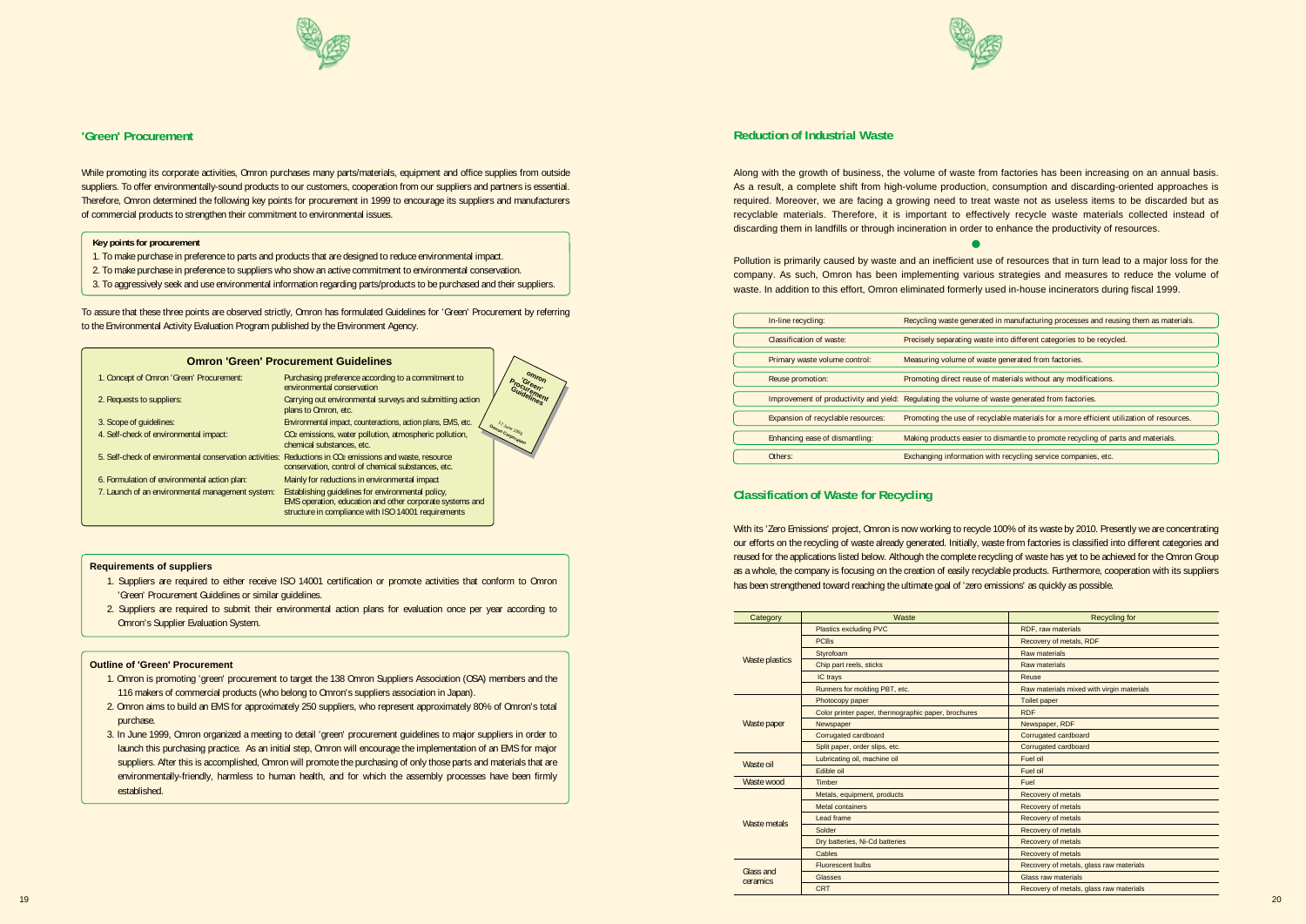## 'Green' Procurement

While promoting its corporate activities, Omron purchases many parts/materials, equipment and office supplies from outside suppliers. To offer environmentally-sound products to our customers, cooperation from our suppliers and partners is essential. Therefore, Omron determined the following key points for procurement in 1999 to encourage its suppliers and manufacturers of commercial products to strengthen their commitment to environmental issues.

**Key points for procurement**

1. To make purchase in preference to parts and products that are designed to reduce environmental impact.
2. To make purchase in preference to suppliers who show an active commitment to environmental conservation.
3. To aggressively seek and use environmental information regarding parts/products to be purchased and their suppliers.

To assure that these three points are observed strictly, Omron has formulated Guidelines for 'Green' Procurement by referring to the Environmental Activity Evaluation Program published by the Environment Agency.

### Omron 'Green' Procurement Guidelines

| | |
|---|---|
| 1. Concept of Omron 'Green' Procurement: | Purchasing preference according to a commitment to environmental conservation |
| 2. Requests to suppliers: | Carrying out environmental surveys and submitting action plans to Omron, etc. |
| 3. Scope of guidelines: | Environmental impact, counteractions, action plans, EMS, etc. |
| 4. Self-check of environmental impact: | $CO_2$ emissions, water pollution, atmospheric pollution, chemical substances, etc. |
| 5. Self-check of environmental conservation activities: | Reductions in $CO_2$ emissions and waste, resource conservation, control of chemical substances, etc. |
| 6. Formulation of environmental action plan: | Mainly for reductions in environmental impact |
| 7. Launch of an environmental management system: | Establishing guidelines for environmental policy, EMS operation, education and other corporate systems and structure in compliance with ISO 14001 requirements |

Omron 'Green' Procurement Guidelines
17 June 1999
Omron Corporation

**Requirements of suppliers**

1. Suppliers are required to either receive ISO 14001 certification or promote activities that conform to Omron 'Green' Procurement Guidelines or similar guidelines.
2. Suppliers are required to submit their environmental action plans for evaluation once per year according to Omron's Supplier Evaluation System.

**Outline of 'Green' Procurement**

1. Omron is promoting 'green' procurement to target the 138 Omron Suppliers Association (OSA) members and the 116 makers of commercial products (who belong to Omron's suppliers association in Japan).
2. Omron aims to build an EMS for approximately 250 suppliers, who represent approximately 80% of Omron's total purchase.
3. In June 1999, Omron organized a meeting to detail 'green' procurement guidelines to major suppliers in order to launch this purchasing practice. As an initial step, Omron will encourage the implementation of an EMS for major suppliers. After this is accomplished, Omron will promote the purchasing of only those parts and materials that are environmentally-friendly, harmless to human health, and for which the assembly processes have been firmly established.

## Reduction of Industrial Waste

Along with the growth of business, the volume of waste from factories has been increasing on an annual basis. As a result, a complete shift from high-volume production, consumption and discarding-oriented approaches is required. Moreover, we are facing a growing need to treat waste not as useless items to be discarded but as recyclable materials. Therefore, it is important to effectively recycle waste materials collected instead of discarding them in landfills or through incineration in order to enhance the productivity of resources.

Pollution is primarily caused by waste and an inefficient use of resources that in turn lead to a major loss for the company. As such, Omron has been implementing various strategies and measures to reduce the volume of waste. In addition to this effort, Omron eliminated formerly used in-house incinerators during fiscal 1999.

| | |
|---|---|
| In-line recycling: | Recycling waste generated in manufacturing processes and reusing them as materials. |
| Classification of waste: | Precisely separating waste into different categories to be recycled. |
| Primary waste volume control: | Measuring volume of waste generated from factories. |
| Reuse promotion: | Promoting direct reuse of materials without any modifications. |
| Improvement of productivity and yield: | Regulating the volume of waste generated from factories. |
| Expansion of recyclable resources: | Promoting the use of recyclable materials for a more efficient utilization of resources. |
| Enhancing ease of dismantling: | Making products easier to dismantle to promote recycling of parts and materials. |
| Others: | Exchanging information with recycling service companies, etc. |

## Classification of Waste for Recycling

With its 'Zero Emissions' project, Omron is now working to recycle 100% of its waste by 2010. Presently we are concentrating our efforts on the recycling of waste already generated. Initially, waste from factories is classified into different categories and reused for the applications listed below. Although the complete recycling of waste has yet to be achieved for the Omron Group as a whole, the company is focusing on the creation of easily recyclable products. Furthermore, cooperation with its suppliers has been strengthened toward reaching the ultimate goal of 'zero emissions' as quickly as possible.

| Category | Waste | Recycling for |
|---|---|---|
| Waste plastics | Plastics excluding PVC | RDF, raw materials |
| | PCBs | Recovery of metals, RDF |
| | Styrofoam | Raw materials |
| | Chip part reels, sticks | Raw materials |
| | IC trays | Reuse |
| | Runners for molding PBT, etc. | Raw materials mixed with virgin materials |
| Waste paper | Photocopy paper | Toilet paper |
| | Color printer paper, thermographic paper, brochures | RDF |
| | Newspaper | Newspaper, RDF |
| | Corrugated cardboard | Corrugated cardboard |
| | Split paper, order slips, etc. | Corrugated cardboard |
| Waste oil | Lubricating oil, machine oil | Fuel oil |
| | Edible oil | Fuel oil |
| Waste wood | Timber | Fuel |
| Waste metals | Metals, equipment, products | Recovery of metals |
| | Metal containers | Recovery of metals |
| | Lead frame | Recovery of metals |
| | Solder | Recovery of metals |
| | Dry batteries, Ni-Cd batteries | Recovery of metals |
| | Cables | Recovery of metals |
| Glass and ceramics | Fluorescent bulbs | Recovery of metals, glass raw materials |
| | Glasses | Glass raw materials |
| | CRT | Recovery of metals, glass raw materials |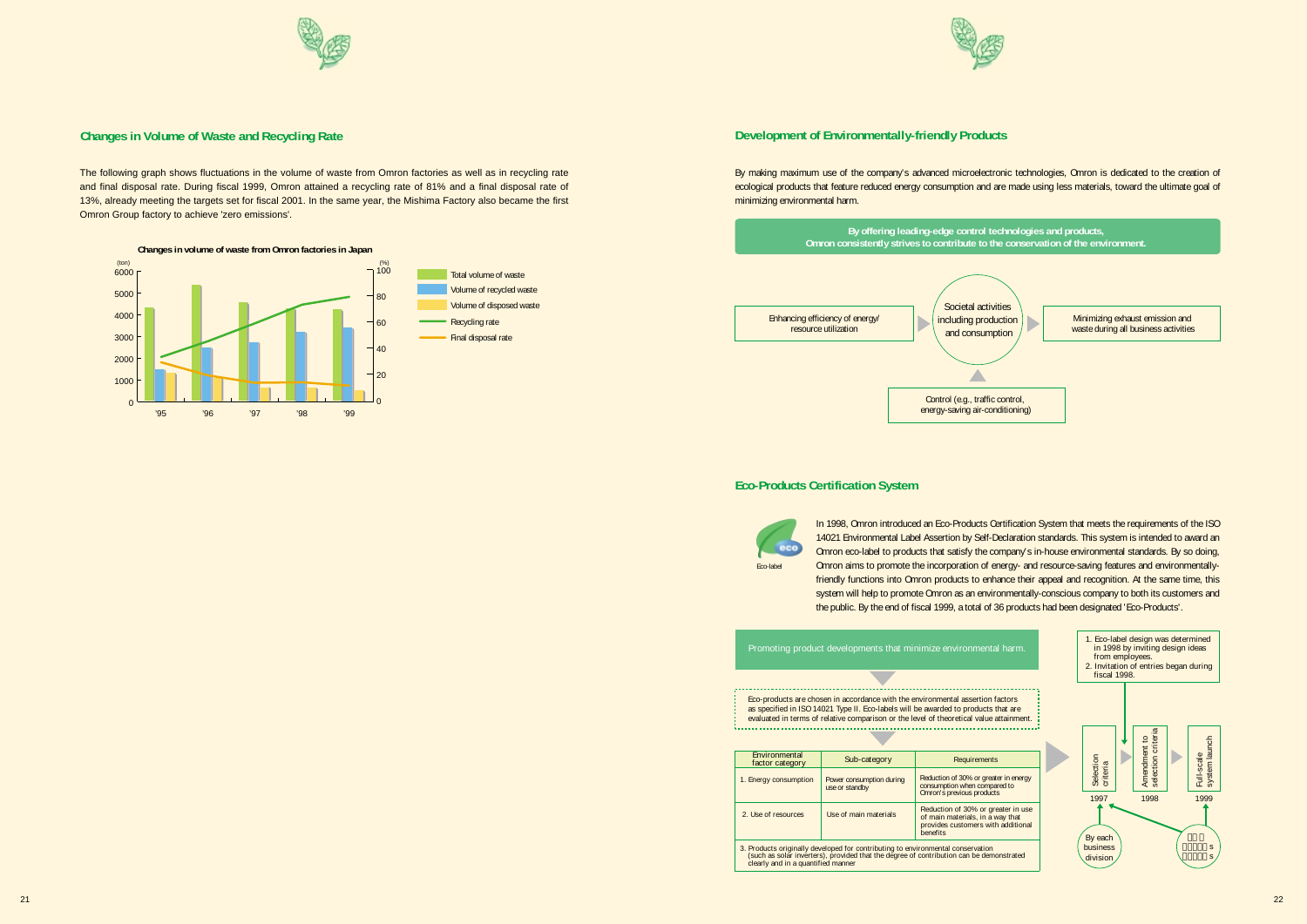## Changes in Volume of Waste and Recycling Rate

The following graph shows fluctuations in the volume of waste from Omron factories as well as in recycling rate and final disposal rate. During fiscal 1999, Omron attained a recycling rate of 81% and a final disposal rate of 13%, already meeting the targets set for fiscal 2001. In the same year, the Mishima Factory also became the first Omron Group factory to achieve 'zero emissions'.

**Changes in volume of waste from Omron factories in Japan**

(ton) / (%)

Legend: Total volume of waste; Volume of recycled waste; Volume of disposed waste; Recycling rate; Final disposal rate

'95 '96 '97 '98 '99

## Development of Environmentally-friendly Products

By making maximum use of the company's advanced microelectronic technologies, Omron is dedicated to the creation of ecological products that feature reduced energy consumption and are made using less materials, toward the ultimate goal of minimizing environmental harm.

**By offering leading-edge control technologies and products, Omron consistently strives to contribute to the conservation of the environment.**

Enhancing efficiency of energy/ resource utilization → Societal activities including production and consumption → Minimizing exhaust emission and waste during all business activities

Control (e.g., traffic control, energy-saving air-conditioning)

## Eco-Products Certification System

Eco-label

In 1998, Omron introduced an Eco-Products Certification System that meets the requirements of the ISO 14021 Environmental Label Assertion by Self-Declaration standards. This system is intended to award an Omron eco-label to products that satisfy the company's in-house environmental standards. By so doing, Omron aims to promote the incorporation of energy- and resource-saving features and environmentally-friendly functions into Omron products to enhance their appeal and recognition. At the same time, this system will help to promote Omron as an environmentally-conscious company to both its customers and the public. By the end of fiscal 1999, a total of 36 products had been designated 'Eco-Products'.

Promoting product developments that minimize environmental harm.

Eco-products are chosen in accordance with the environmental assertion factors as specified in ISO 14021 Type II. Eco-labels will be awarded to products that are evaluated in terms of relative comparison or the level of theoretical value attainment.

| Environmental factor category | Sub-category | Requirements |
|---|---|---|
| 1. Energy consumption | Power consumption during use or standby | Reduction of 30% or greater in energy consumption when compared to Omron's previous products |
| 2. Use of resources | Use of main materials | Reduction of 30% or greater in use of main materials, in a way that provides customers with additional benefits |
| 3. Products originally developed for contributing to environmental conservation (such as solar inverters), provided that the degree of contribution can be demonstrated clearly and in a quantified manner | | |

1. Eco-label design was determined in 1998 by inviting design ideas from employees.
2. Invitation of entries began during fiscal 1998.

Selection criteria (1997) → Amendment to selection criteria (1998) → Full-scale system launch (1999)

By each business division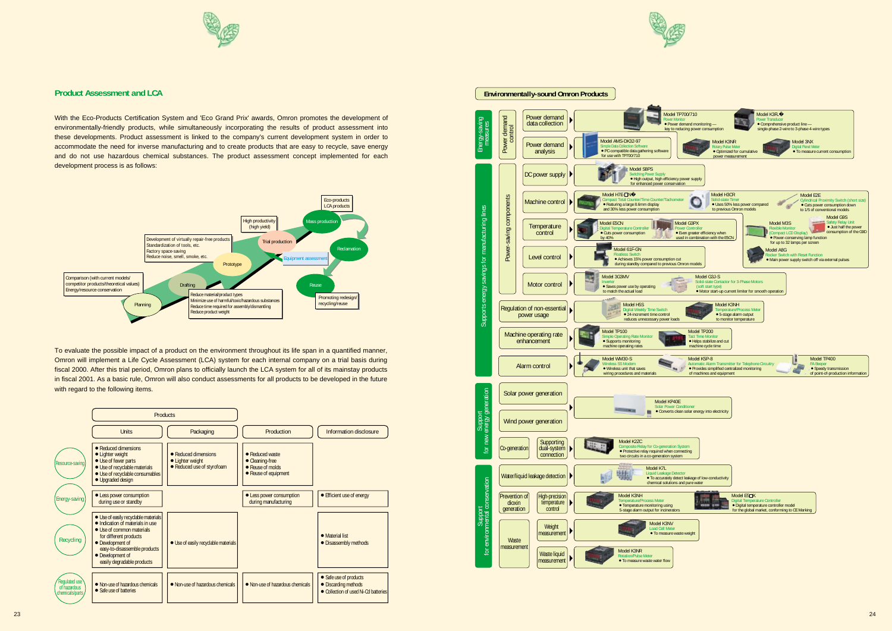## Product Assessment and LCA

With the Eco-Products Certification System and 'Eco Grand Prix' awards, Omron promotes the development of environmentally-friendly products, while simultaneously incorporating the results of product assessment into these developments. Product assessment is linked to the company's current development system in order to accommodate the need for inverse manufacturing and to create products that are easy to recycle, save energy and do not use hazardous chemical substances. The product assessment concept implemented for each development process is as follows:

Planning — Comparison (with current models/ competitor products/theoretical values) Energy/resource conservation

Drafting — Reduce material/product types; Minimize use of harmful/toxic/hazardous substances; Reduce time required for assembly/dismantling; Reduce product weight

Prototype — Development of virtually repair-free products; Standardization of tools, etc.; Factory space-saving; Reduce noise, smell, smoke, etc.

Trial production — High productivity (high yield)

Mass production — Eco-products LCA products

Equipment assessment

Reclamation

Reuse — Promoting redesign/ recycling/reuse

To evaluate the possible impact of a product on the environment throughout its life span in a quantified manner, Omron will implement a Life Cycle Assessment (LCA) system for each internal company on a trial basis during fiscal 2000. After this trial period, Omron plans to officially launch the LCA system for all of its mainstay products in fiscal 2001. As a basic rule, Omron will also conduct assessments for all products to be developed in the future with regard to the following items.

| | Products | | | |
|---|---|---|---|---|
| | Units | Packaging | Production | Information disclosure |
| Resource-saving | ● Reduced dimensions<br>● Lighter weight<br>● Use of fewer parts<br>● Use of recyclable materials<br>● Use of recyclable consumables<br>● Upgraded design | ● Reduced dimensions<br>● Lighter weight<br>● Reduced use of styrofoam | ● Reduced waste<br>● Cleaning-free<br>● Reuse of molds<br>● Reuse of equipment | |
| Energy-saving | ● Less power consumption during use or standby | | ● Less power consumption during manufacturing | ● Efficient use of energy |
| Recycling | ● Use of easily recyclable materials<br>● Indication of materials in use<br>● Use of common materials for different products<br>● Development of easy-to-disassemble products<br>● Development of easily degradable products | ● Use of easily recyclable materials | | ● Material list<br>● Disassembly methods |
| Regulated use of hazardous chemicals/parts | ● Non-use of hazardous chemicals<br>● Safe use of batteries | ● Non-use of hazardous chemicals | ● Non-use of hazardous chemicals | ● Safe use of products<br>● Discarding methods<br>● Collection of used Ni-Cd batteries |

## Environmentally-sound Omron Products

### Energy-saving measures — Power demand control

- **Power demand data collection**
  - Model TP700/710 — Power Monitor. ● Power demand monitoring — key to reducing power consumption
  - Model K3RL — Power Transducer. ● Comprehensive product line — single-phase 2-wire to 3-phase 4-wire types
- **Power demand analysis**
  - Model AMS-DK32-97 — Simple Data Collection Software. ● PC-compatible data gathering software for use with TP700/710
  - Model K3NR — Rotary Pulse Meter. ● Optimized for cumulative power measurement
  - Model 3NX — Digital Panel Meter. ● To measure current consumption

### Supports energy savings for manufacturing lines — Power-saving components

- **DC power supply**
  - Model S8PS — Switching Power Supply. ● High output, high efficiency power supply for enhanced power conservation
- **Machine control**
  - Model H7E□N — Compact Total Counter/Time Counter/Tachometer. ● Featuring a large 8.6mm display and 30% less power consumption
  - Model H3CR — Solid-state Timer. ● Uses 50% less power compared to previous Omron models
  - Model E2E — Cylindrical Proximity Switch (short size). ● Cuts power consumption down to 1/5 of conventional models
- **Temperature control**
  - Model E5CN — Digital Temperature Controller. ● Cuts power consumption by 40%
  - Model G3PX — Power Controller. ● Even greater efficiency when used in combination with the E5CN
  - Model M3S — Flexible Monitor (Compact LCD Display). ● Power-conserving lamp function for up to 32 lamps per screen
  - Model G9S — Safety Relay Unit. ● Just half the power consumption of the G9D
- **Level control**
  - Model 61F-GN — Floatless Switch. ● Achieves 15% power consumption cut during standby compared to previous Omron models
  - Model A8G — Rocker Switch with Reset Function. ● Main power supply switch off via external pulses
- **Motor control**
  - Model 3G3MV — Inverter. ● Saves power use by operating to match the actual load
  - Model G3J-S — Solid-state Contactor for 3-Phase Motors (soft start type). ● Motor start-up current limiter for smooth operation
- **Regulation of non-essential power usage**
  - Model H5S — Digital Weekly Time Switch. ● 24-increment time control reduces unnecessary power loads
  - Model K3NH — Temperature/Process Meter. ● 5-stage alarm output to monitor temperature
- **Machine operating rate enhancement**
  - Model TP100 — Simple Operating Rate Monitor. ● Supports monitoring machine operating rates
  - Model TP200 — Tact Time Monitor. ● Helps stabilize and cut machine cycle time
- **Alarm control**
  - Model WM30-S — Wireless SS Modem. ● Wireless unit that saves wiring procedures and materials
  - Model K5P-8 — Automatic Alarm Transmitter for Telephone Circuitry. ● Provides simplified centralized monitoring of machines and equipment
  - Model TP400 — FA Beeper. ● Speedy transmission of point-of-production information

### Support for new energy generation

- **Solar power generation** / **Wind power generation**
  - Model KP40E — Solar Power Conditioner. ● Converts clean solar energy into electricity
- **Co-generation — Supporting dual-system connection**
  - Model K2ZC — Composite Relay for Co-generation System. ● Protective relay required when connecting two circuits in a co-generation system

### Support for environmental conservation

- **Water/liquid leakage detection**
  - Model K7L — Liquid Leakage Detector. ● To accurately detect leakage of low-conductivity chemical solutions and pure water
- **Prevention of dioxin generation — High-precision temperature control**
  - Model K3NH — Temperature/Process Meter. ● Temperature monitoring using 5-stage alarm output for incinerators
  - Model E5□K — Digital Temperature Controller. ● Digital temperature controller model for the global market, conforming to CE Marking
- **Waste measurement — Weight measurement**
  - Model K3NV — Load Cell Meter. ● To measure waste weight
- **Waste measurement — Waste liquid measurement**
  - Model K3NR — Rotation/Pulse Meter. ● To measure waste water flow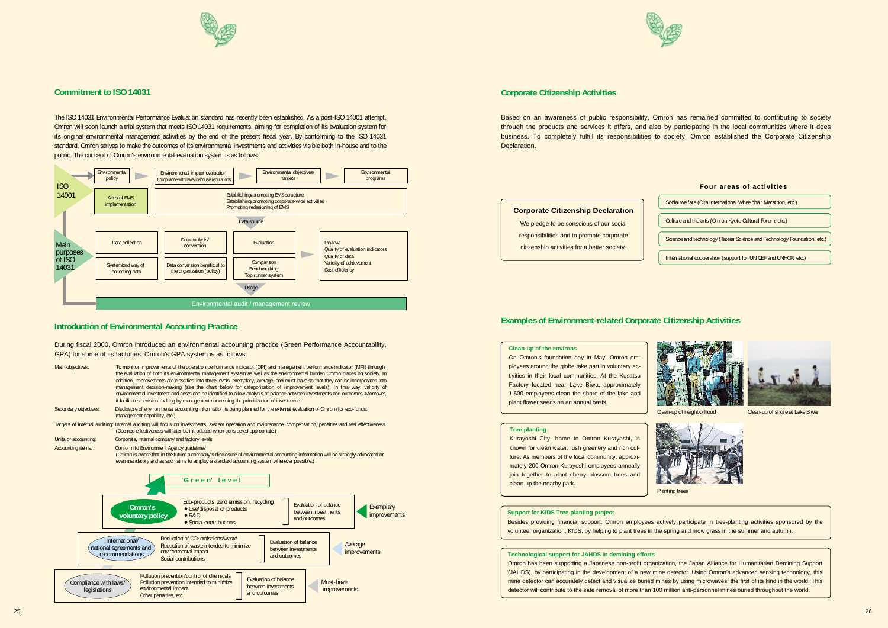## Commitment to ISO 14031

The ISO 14031 Environmental Performance Evaluation standard has recently been established. As a post-ISO 14001 attempt, Omron will soon launch a trial system that meets ISO 14031 requirements, aiming for completion of its evaluation system for its original environmental management activities by the end of the present fiscal year. By conforming to the ISO 14031 standard, Omron strives to make the outcomes of its environmental investments and activities visible both in-house and to the public. The concept of Omron's environmental evaluation system is as follows:

ISO 14001: Environmental policy → Environmental impact evaluation (Compliance with laws/in-house regulations) → Environmental objectives/targets → Environmental programs

Aims of EMS implementation: Establishing/promoting EMS structure; Establishing/promoting corporate-wide activities; Promoting redesigning of EMS

Data source

Main purposes of ISO 14031: Data collection (Systemized way of collecting data) → Data analysis/conversion (Data conversion beneficial to the organization (policy)) → Evaluation (Comparison, Benchmarking, Top runner system) → Review: Quality of evaluation indicators, Quality of data, Validity of achievement, Cost efficiency

Usage

Environmental audit / management review

## Introduction of Environmental Accounting Practice

During fiscal 2000, Omron introduced an environmental accounting practice (Green Performance Accountability, GPA) for some of its factories. Omron's GPA system is as follows:

Main objectives: To monitor improvements of the operation performance indicator (OPI) and management performance indicator (MPI) through the evaluation of both its environmental management system as well as the environmental burden Omron places on society. In addition, improvements are classified into three levels: exemplary, average, and must-have (see the chart below for categorization of improvement levels). In this way, validity of management decision-making (see the chart below for categorization of improvement levels). In this way, validity of environmental investment and costs can be identified to allow analysis of balance between investments and outcomes. Moreover, it facilitates decision-making by management concerning the prioritization of investments.

Secondary objectives: Disclosure of environmental accounting information is being planned for the external evaluation of Omron (for eco-funds, management capability, etc.).

Targets of internal auditing: Internal auditing will focus on investments, system operation and maintenance, compensation, penalties and real effectiveness. (Deemed effectiveness will later be introduced when considered appropriate.)

Units of accounting: Corporate, internal company and factory levels

Accounting items: Conform to Environment Agency guidelines (Omron is aware that in the future a company's disclosure of environmental accounting information will be strongly advocated or even mandatory and as such aims to employ a standard accounting system wherever possible.)

'Green' level

| Level | Items | Evaluation | Improvements |
|---|---|---|---|
| Omron's voluntary policy | Eco-products, zero emission, recycling; ● Use/disposal of products; ● R&D; ● Social contributions | Evaluation of balance between investments and outcomes | Exemplary improvements |
| International/national agreements and recommendations | Reduction of $CO_2$ emissions/waste; Reduction of waste intended to minimize environmental impact; Social contributions | Evaluation of balance between investments and outcomes | Average improvements |
| Compliance with laws/legislations | Pollution prevention/control of chemicals; Pollution prevention intended to minimize environmental impact; Other penalties, etc. | Evaluation of balance between investments and outcomes | Must-have improvements |

## Corporate Citizenship Activities

Based on an awareness of public responsibility, Omron has remained committed to contributing to society through the products and services it offers, and also by participating in the local communities where it does business. To completely fulfill its responsibilities to society, Omron established the Corporate Citizenship Declaration.

**Corporate Citizenship Declaration**

We pledge to be conscious of our social responsibilities and to promote corporate citizenship activities for a better society.

**Four areas of activities**

- Social welfare (Oita International Wheelchair Marathon, etc.)
- Culture and the arts (Omron Kyoto Cultural Forum, etc.)
- Science and technology (Tateisi Science and Technology Foundation, etc.)
- International cooperation (support for UNICEF and UNHCR, etc.)

## Examples of Environment-related Corporate Citizenship Activities

### Clean-up of the environs

On Omron's foundation day in May, Omron employees around the globe take part in voluntary activities in their local communities. At the Kusatsu Factory located near Lake Biwa, approximately 1,500 employees clean the shore of the lake and plant flower seeds on an annual basis.

Clean-up of neighborhood

Clean-up of shore at Lake Biwa

### Tree-planting

Kurayoshi City, home to Omron Kurayoshi, is known for clean water, lush greenery and rich culture. As members of the local community, approximately 200 Omron Kurayoshi employees annually join together to plant cherry blossom trees and clean-up the nearby park.

Planting trees

### Support for KIDS Tree-planting project

Besides providing financial support, Omron employees actively participate in tree-planting activities sponsored by the volunteer organization, KIDS, by helping to plant trees in the spring and mow grass in the summer and autumn.

### Technological support for JAHDS in demining efforts

Omron has been supporting a Japanese non-profit organization, the Japan Alliance for Humanitarian Demining Support (JAHDS), by participating in the development of a new mine detector. Using Omron's advanced sensing technology, this mine detector can accurately detect and visualize buried mines by using microwaves, the first of its kind in the world. This detector will contribute to the safe removal of more than 100 million anti-personnel mines buried throughout the world.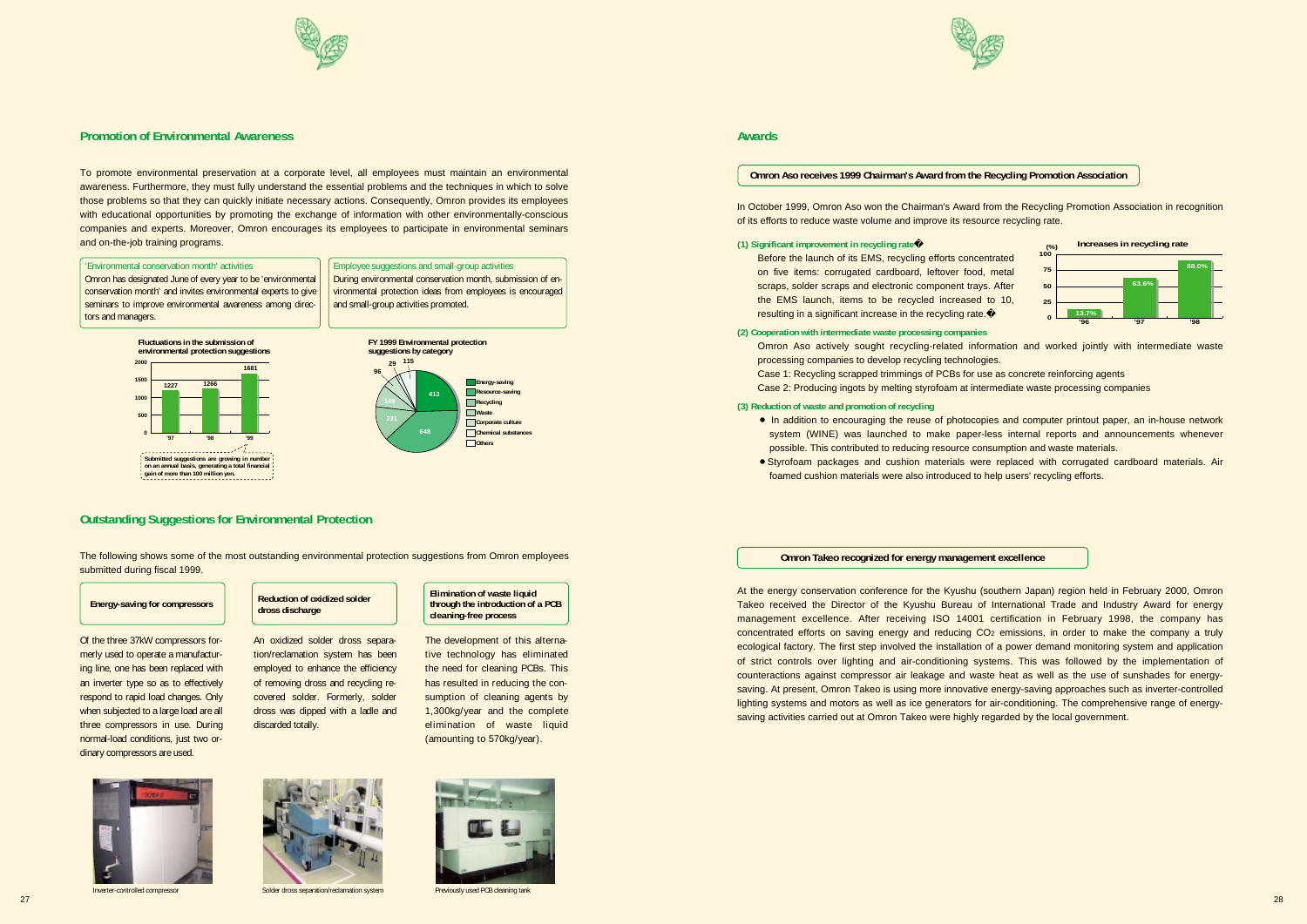## Promotion of Environmental Awareness

To promote environmental preservation at a corporate level, all employees must maintain an environmental awareness. Furthermore, they must fully understand the essential problems and the techniques in which to solve those problems so that they can quickly initiate necessary actions. Consequently, Omron provides its employees with educational opportunities by promoting the exchange of information with other environmentally-conscious companies and experts. Moreover, Omron encourages its employees to participate in environmental seminars and on-the-job training programs.

**'Environmental conservation month' activities**

Omron has designated June of every year to be 'environmental conservation month' and invites environmental experts to give seminars to improve environmental awareness among directors and managers.

**Employee suggestions and small-group activities**

During environmental conservation month, submission of environmental protection ideas from employees is encouraged and small-group activities promoted.

**Fluctuations in the submission of environmental protection suggestions**

| Year | Suggestions |
|---|---|
| '97 | 1227 |
| '98 | 1266 |
| '99 | 1681 |

Submitted suggestions are growing in number on an annual basis, generating a total financial gain of more than 100 million yen.

**FY 1999 Environmental protection suggestions by category**

| Category | Number |
|---|---|
| Energy-saving | 413 |
| Resource-saving | 648 |
| Recycling | 231 |
| Waste | 149 |
| Corporate culture | 96 |
| Chemical substances | 29 |
| Others | 115 |

## Outstanding Suggestions for Environmental Protection

The following shows some of the most outstanding environmental protection suggestions from Omron employees submitted during fiscal 1999.

**Energy-saving for compressors**

Of the three 37kW compressors formerly used to operate a manufacturing line, one has been replaced with an inverter type so as to effectively respond to rapid load changes. Only when subjected to a large load are all three compressors in use. During normal-load conditions, just two ordinary compressors are used.

Inverter-controlled compressor

**Reduction of oxidized solder dross discharge**

An oxidized solder dross separation/reclamation system has been employed to enhance the efficiency of removing dross and recycling recovered solder. Formerly, solder dross was dipped with a ladle and discarded totally.

Solder dross separation/reclamation system

**Elimination of waste liquid through the introduction of a PCB cleaning-free process**

The development of this alternative technology has eliminated the need for cleaning PCBs. This has resulted in reducing the consumption of cleaning agents by 1,300kg/year and the complete elimination of waste liquid (amounting to 570kg/year).

Previously used PCB cleaning tank

## Awards

### Omron Aso receives 1999 Chairman's Award from the Recycling Promotion Association

In October 1999, Omron Aso won the Chairman's Award from the Recycling Promotion Association in recognition of its efforts to reduce waste volume and improve its resource recycling rate.

**(1) Significant improvement in recycling rate**

Before the launch of its EMS, recycling efforts concentrated on five items: corrugated cardboard, leftover food, metal scraps, solder scraps and electronic component trays. After the EMS launch, items to be recycled increased to 10, resulting in a significant increase in the recycling rate.

**Increases in recycling rate**

| Year | Recycling rate (%) |
|---|---|
| '96 | 13.7% |
| '97 | 63.6% |
| '98 | 88.0% |

**(2) Cooperation with intermediate waste processing companies**

Omron Aso actively sought recycling-related information and worked jointly with intermediate waste processing companies to develop recycling technologies.

Case 1: Recycling scrapped trimmings of PCBs for use as concrete reinforcing agents

Case 2: Producing ingots by melting styrofoam at intermediate waste processing companies

**(3) Reduction of waste and promotion of recycling**

- In addition to encouraging the reuse of photocopies and computer printout paper, an in-house network system (WINE) was launched to make paper-less internal reports and announcements whenever possible. This contributed to reducing resource consumption and waste materials.
- Styrofoam packages and cushion materials were replaced with corrugated cardboard materials. Air foamed cushion materials were also introduced to help users' recycling efforts.

### Omron Takeo recognized for energy management excellence

At the energy conservation conference for the Kyushu (southern Japan) region held in February 2000, Omron Takeo received the Director of the Kyushu Bureau of International Trade and Industry Award for energy management excellence. After receiving ISO 14001 certification in February 1998, the company has concentrated efforts on saving energy and reducing $CO_2$ emissions, in order to make the company a truly ecological factory. The first step involved the installation of a power demand monitoring system and application of strict controls over lighting and air-conditioning systems. This was followed by the implementation of counteractions against compressor air leakage and waste heat as well as the use of sunshades for energy-saving. At present, Omron Takeo is using more innovative energy-saving approaches such as inverter-controlled lighting systems and motors as well as ice generators for air-conditioning. The comprehensive range of energy-saving activities carried out at Omron Takeo were highly regarded by the local government.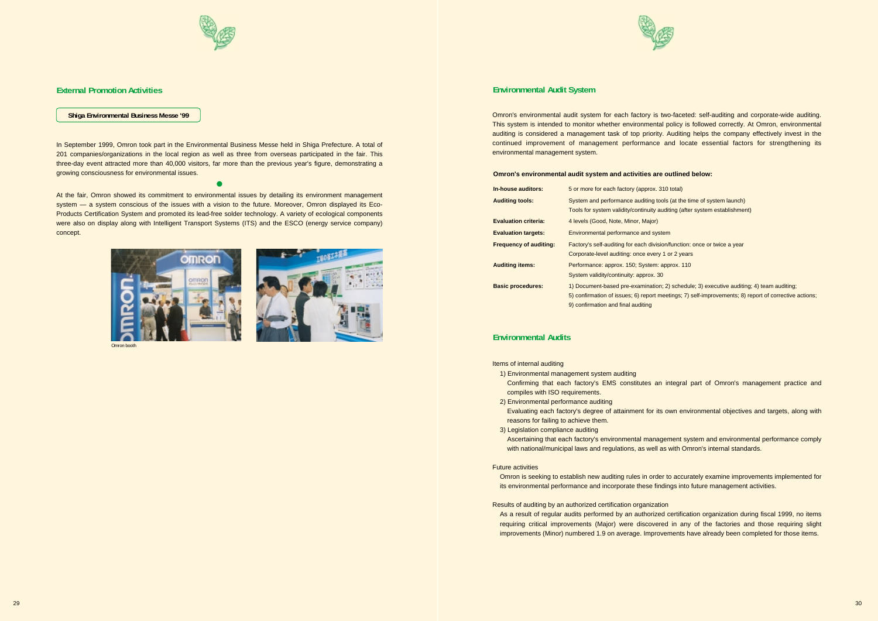## External Promotion Activities

### Shiga Environmental Business Messe '99

In September 1999, Omron took part in the Environmental Business Messe held in Shiga Prefecture. A total of 201 companies/organizations in the local region as well as three from overseas participated in the fair. This three-day event attracted more than 40,000 visitors, far more than the previous year's figure, demonstrating a growing consciousness for environmental issues.

At the fair, Omron showed its commitment to environmental issues by detailing its environment management system — a system conscious of the issues with a vision to the future. Moreover, Omron displayed its Eco-Products Certification System and promoted its lead-free solder technology. A variety of ecological components were also on display along with Intelligent Transport Systems (ITS) and the ESCO (energy service company) concept.

Omron booth

## Environmental Audit System

Omron's environmental audit system for each factory is two-faceted: self-auditing and corporate-wide auditing. This system is intended to monitor whether environmental policy is followed correctly. At Omron, environmental auditing is considered a management task of top priority. Auditing helps the company effectively invest in the continued improvement of management performance and locate essential factors for strengthening its environmental management system.

**Omron's environmental audit system and activities are outlined below:**

| | |
|---|---|
| **In-house auditors:** | 5 or more for each factory (approx. 310 total) |
| **Auditing tools:** | System and performance auditing tools (at the time of system launch)<br>Tools for system validity/continuity auditing (after system establishment) |
| **Evaluation criteria:** | 4 levels (Good, Note, Minor, Major) |
| **Evaluation targets:** | Environmental performance and system |
| **Frequency of auditing:** | Factory's self-auditing for each division/function: once or twice a year<br>Corporate-level auditing: once every 1 or 2 years |
| **Auditing items:** | Performance: approx. 150; System: approx. 110<br>System validity/continuity: approx. 30 |
| **Basic procedures:** | 1) Document-based pre-examination; 2) schedule; 3) executive auditing; 4) team auditing; 5) confirmation of issues; 6) report meetings; 7) self-improvements; 8) report of corrective actions; 9) confirmation and final auditing |

## Environmental Audits

Items of internal auditing

1) Environmental management system auditing
   Confirming that each factory's EMS constitutes an integral part of Omron's management practice and compiles with ISO requirements.
2) Environmental performance auditing
   Evaluating each factory's degree of attainment for its own environmental objectives and targets, along with reasons for failing to achieve them.
3) Legislation compliance auditing
   Ascertaining that each factory's environmental management system and environmental performance comply with national/municipal laws and regulations, as well as with Omron's internal standards.

Future activities

Omron is seeking to establish new auditing rules in order to accurately examine improvements implemented for its environmental performance and incorporate these findings into future management activities.

Results of auditing by an authorized certification organization

As a result of regular audits performed by an authorized certification organization during fiscal 1999, no items requiring critical improvements (Major) were discovered in any of the factories and those requiring slight improvements (Minor) numbered 1.9 on average. Improvements have already been completed for those items.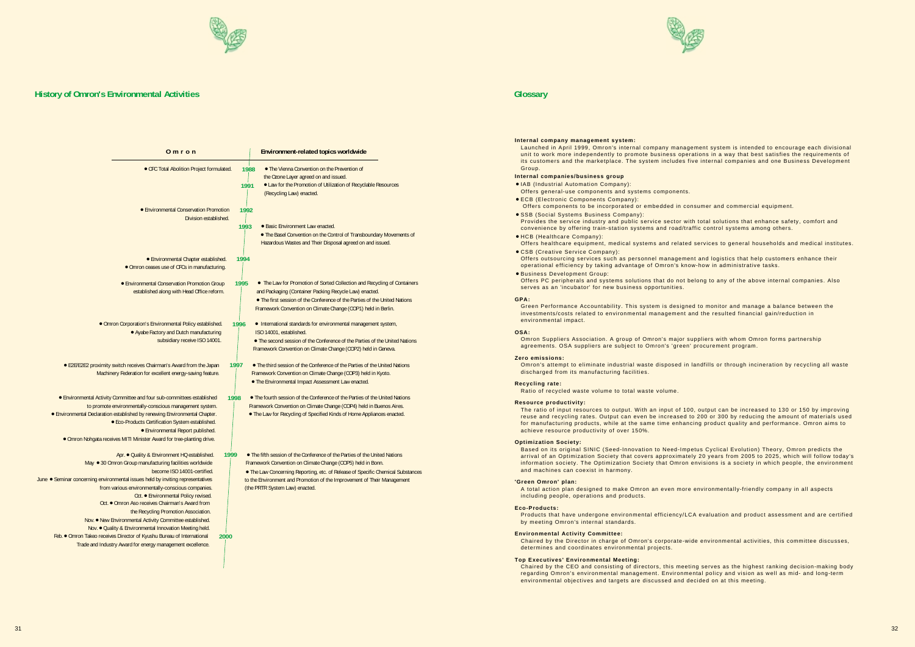## History of Omron's Environmental Activities

| Omron | Year | Environment-related topics worldwide |
|---|---|---|
| ● CFC Total Abolition Project formulated. | 1988 | ● The Vienna Convention on the Prevention of the Ozone Layer agreed on and issued. |
| | 1991 | ● Law for the Promotion of Utilization of Recyclable Resources (Recycling Law) enacted. |
| ● Environmental Conservation Promotion Division established. | 1992 | |
| | 1993 | ● Basic Environment Law enacted. ● The Basel Convention on the Control of Transboundary Movements of Hazardous Wastes and Their Disposal agreed on and issued. |
| ● Environmental Chapter established. ● Omron ceases use of CFCs in manufacturing. | 1994 | |
| ● Environmental Conservation Promotion Group established along with Head Office reform. | 1995 | ● The Law for Promotion of Sorted Collection and Recycling of Containers and Packaging (Container Packing Recycle Law) enacted. ● The first session of the Conference of the Parties of the United Nations Framework Convention on Climate Change (COP1) held in Berlin. |
| ● Omron Corporation's Environmental Policy established. ● Ayabe Factory and Dutch manufacturing subsidiary receive ISO 14001. | 1996 | ● International standards for environmental management system, ISO 14001, established. ● The second session of the Conference of the Parties of the United Nations Framework Convention on Climate Change (COP2) held in Geneva. |
| ● E2E/E2E2 proximity switch receives Chairman's Award from the Japan Machinery Federation for excellent energy-saving feature. | 1997 | ● The third session of the Conference of the Parties of the United Nations Framework Convention on Climate Change (COP3) held in Kyoto. ● The Environmental Impact Assessment Law enacted. |
| ● Environmental Activity Committee and four sub-committees established to promote environmentally-conscious management system. ● Environmental Declaration established by renewing Environmental Chapter. ● Eco-Products Certification System established. ● Environmental Report published. ● Omron Nohgata receives MITI Minister Award for tree-planting drive. | 1998 | ● The fourth session of the Conference of the Parties of the United Nations Framework Convention on Climate Change (COP4) held in Buenos Aires. ● The Law for Recycling of Specified Kinds of Home Appliances enacted. |
| Apr. ● Quality & Environment HQ established. May ● 30 Omron Group manufacturing facilities worldwide become ISO 14001-certified. June ● Seminar concerning environmental issues held by inviting representatives from various environmentally-conscious companies. Oct. ● Environmental Policy revised. Oct. ● Omron Aso receives Chairman's Award from the Recycling Promotion Association. Nov. ● New Environmental Activity Committee established. Nov. ● Quality & Environmental Innovation Meeting held. | 1999 | ● The fifth session of the Conference of the Parties of the United Nations Framework Convention on Climate Change (COP5) held in Bonn. ● The Law Concerning Reporting, etc. of Release of Specific Chemical Substances to the Environment and Promotion of the Improvement of Their Management (the PRTR System Law) enacted. |
| Feb. ● Omron Takeo receives Director of Kyushu Bureau of International Trade and Industry Award for energy management excellence. | 2000 | |

## Glossary

**Internal company management system:**
Launched in April 1999, Omron's internal company management system is intended to encourage each divisional unit to work more independently to promote business operations in a way that best satisfies the requirements of its customers and the marketplace. The system includes five internal companies and one Business Development Group.

**Internal companies/business group**

- IAB (Industrial Automation Company):
  Offers general-use components and systems components.
- ECB (Electronic Components Company):
  Offers components to be incorporated or embedded in consumer and commercial equipment.
- SSB (Social Systems Business Company):
  Provides the service industry and public service sector with total solutions that enhance safety, comfort and convenience by offering train-station systems and road/traffic control systems among others.
- HCB (Healthcare Company):
  Offers healthcare equipment, medical systems and related services to general households and medical institutes.
- CSB (Creative Service Company):
  Offers outsourcing services such as personnel management and logistics that help customers enhance their operational efficiency by taking advantage of Omron's know-how in administrative tasks.
- Business Development Group:
  Offers PC peripherals and systems solutions that do not belong to any of the above internal companies. Also serves as an 'incubator' for new business opportunities.

**GPA:**
Green Performance Accountability. This system is designed to monitor and manage a balance between the investments/costs related to environmental management and the resulted financial gain/reduction in environmental impact.

**OSA:**
Omron Suppliers Association. A group of Omron's major suppliers with whom Omron forms partnership agreements. OSA suppliers are subject to Omron's 'green' procurement program.

**Zero emissions:**
Omron's attempt to eliminate industrial waste disposed in landfills or through incineration by recycling all waste discharged from its manufacturing facilities.

**Recycling rate:**
Ratio of recycled waste volume to total waste volume.

**Resource productivity:**
The ratio of input resources to output. With an input of 100, output can be increased to 130 or 150 by improving reuse and recycling rates. Output can even be increased to 200 or 300 by reducing the amount of materials used for manufacturing products, while at the same time enhancing product quality and performance. Omron aims to achieve resource productivity of over 150%.

**Optimization Society:**
Based on its original SINIC (Seed-Innovation to Need-Impetus Cyclical Evolution) Theory, Omron predicts the arrival of an Optimization Society that covers approximately 20 years from 2005 to 2025, which will follow today's information society. The Optimization Society that Omron envisions is a society in which people, the environment and machines can coexist in harmony.

**'Green Omron' plan:**
A total action plan designed to make Omron an even more environmentally-friendly company in all aspects including people, operations and products.

**Eco-Products:**
Products that have undergone environmental efficiency/LCA evaluation and product assessment and are certified by meeting Omron's internal standards.

**Environmental Activity Committee:**
Chaired by the Director in charge of Omron's corporate-wide environmental activities, this committee discusses, determines and coordinates environmental projects.

**Top Executives' Environmental Meeting:**
Chaired by the CEO and consisting of directors, this meeting serves as the highest ranking decision-making body regarding Omron's environmental management. Environmental policy and vision as well as mid- and long-term environmental objectives and targets are discussed and decided on at this meeting.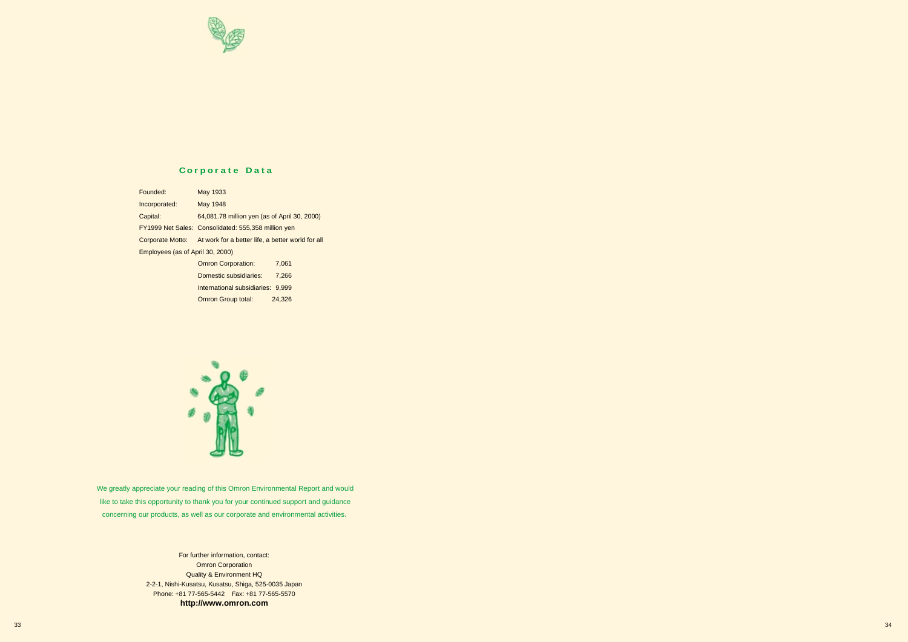## Corporate Data

| | | |
|---|---|---|
| Founded: | May 1933 | |
| Incorporated: | May 1948 | |
| Capital: | 64,081.78 million yen (as of April 30, 2000) | |
| FY1999 Net Sales: | Consolidated: 555,358 million yen | |
| Corporate Motto: | At work for a better life, a better world for all | |
| Employees (as of April 30, 2000) | | |
| | Omron Corporation: | 7,061 |
| | Domestic subsidiaries: | 7,266 |
| | International subsidiaries: | 9,999 |
| | Omron Group total: | 24,326 |

We greatly appreciate your reading of this Omron Environmental Report and would like to take this opportunity to thank you for your continued support and guidance concerning our products, as well as our corporate and environmental activities.

For further information, contact:
Omron Corporation
Quality & Environment HQ
2-2-1, Nishi-Kusatsu, Kusatsu, Shiga, 525-0035 Japan
Phone: +81 77-565-5442 Fax: +81 77-565-5570
**http://www.omron.com**